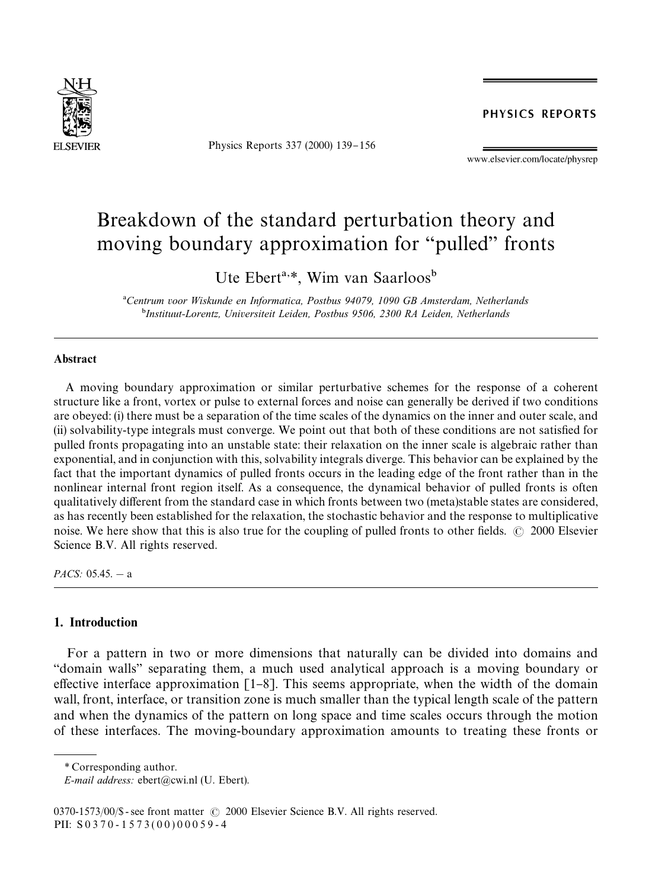# Breakdown of the standard perturbation theory and moving boundary approximation for "pulled" fronts

Ute Ebert[a,*], Wim van Saarloos[b]

[a]Centrum voor Wiskunde en Informatica, Postbus 94079, 1090 GB Amsterdam, Netherlands

[b]Instituut-Lorentz, Universiteit Leiden, Postbus 9506, 2300 RA Leiden, Netherlands

## Abstract

A moving boundary approximation or similar perturbative schemes for the response of a coherent structure like a front, vortex or pulse to external forces and noise can generally be derived if two conditions are obeyed: (i) there must be a separation of the time scales of the dynamics on the inner and outer scale, and (ii) solvability-type integrals must converge. We point out that both of these conditions are not satisfied for pulled fronts propagating into an unstable state: their relaxation on the inner scale is algebraic rather than exponential, and in conjunction with this, solvability integrals diverge. This behavior can be explained by the fact that the important dynamics of pulled fronts occurs in the leading edge of the front rather than in the nonlinear internal front region itself. As a consequence, the dynamical behavior of pulled fronts is often qualitatively different from the standard case in which fronts between two (meta)stable states are considered, as has recently been established for the relaxation, the stochastic behavior and the response to multiplicative noise. We here show that this is also true for the coupling of pulled fronts to other fields. © 2000 Elsevier Science B.V. All rights reserved.

*PACS:* 05.45. − a

## 1. Introduction

For a pattern in two or more dimensions that naturally can be divided into domains and "domain walls" separating them, a much used analytical approach is a moving boundary or effective interface approximation [1–8]. This seems appropriate, when the width of the domain wall, front, interface, or transition zone is much smaller than the typical length scale of the pattern and when the dynamics of the pattern on long space and time scales occurs through the motion of these interfaces. The moving-boundary approximation amounts to treating these fronts or

---

\* Corresponding author.

*E-mail address:* ebert@cwi.nl (U. Ebert).

0370-1573/00/$ - see front matter © 2000 Elsevier Science B.V. All rights reserved.
PII: S0370-1573(00)00059-4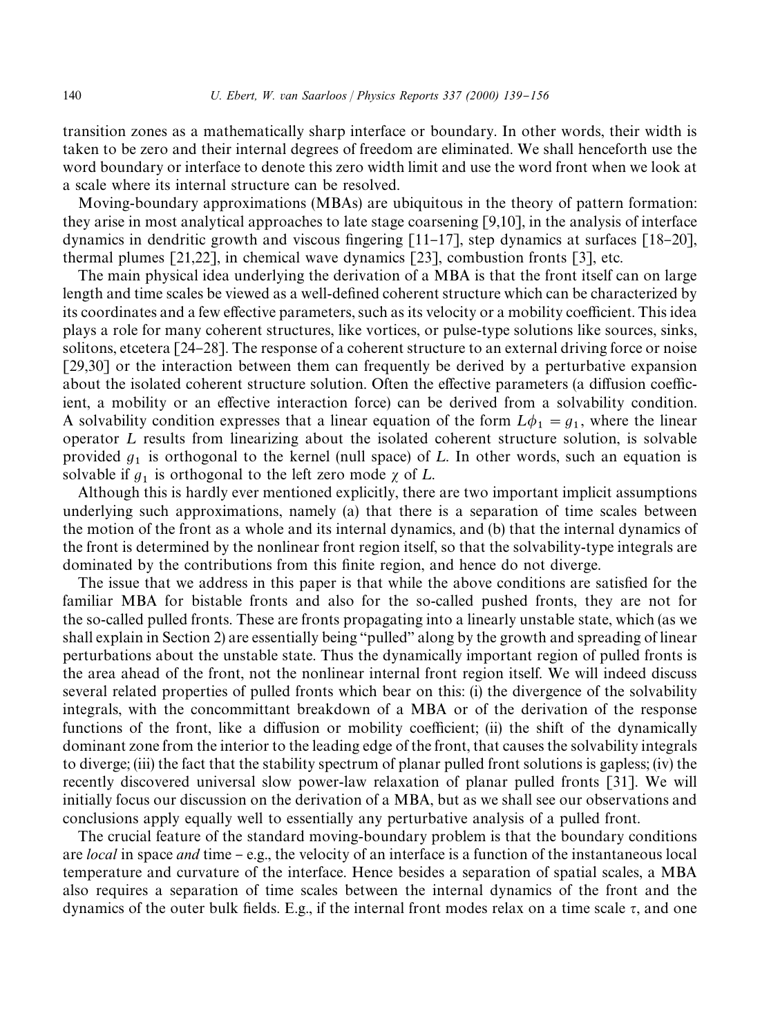transition zones as a mathematically sharp interface or boundary. In other words, their width is taken to be zero and their internal degrees of freedom are eliminated. We shall henceforth use the word boundary or interface to denote this zero width limit and use the word front when we look at a scale where its internal structure can be resolved.

Moving-boundary approximations (MBAs) are ubiquitous in the theory of pattern formation: they arise in most analytical approaches to late stage coarsening [9,10], in the analysis of interface dynamics in dendritic growth and viscous fingering [11–17], step dynamics at surfaces [18–20], thermal plumes [21,22], in chemical wave dynamics [23], combustion fronts [3], etc.

The main physical idea underlying the derivation of a MBA is that the front itself can on large length and time scales be viewed as a well-defined coherent structure which can be characterized by its coordinates and a few effective parameters, such as its velocity or a mobility coefficient. This idea plays a role for many coherent structures, like vortices, or pulse-type solutions like sources, sinks, solitons, etcetera [24–28]. The response of a coherent structure to an external driving force or noise [29,30] or the interaction between them can frequently be derived by a perturbative expansion about the isolated coherent structure solution. Often the effective parameters (a diffusion coefficient, a mobility or an effective interaction force) can be derived from a solvability condition. A solvability condition expresses that a linear equation of the form $L\phi_1 = g_1$, where the linear operator $L$ results from linearizing about the isolated coherent structure solution, is solvable provided $g_1$ is orthogonal to the kernel (null space) of $L$. In other words, such an equation is solvable if $g_1$ is orthogonal to the left zero mode $\chi$ of $L$.

Although this is hardly ever mentioned explicitly, there are two important implicit assumptions underlying such approximations, namely (a) that there is a separation of time scales between the motion of the front as a whole and its internal dynamics, and (b) that the internal dynamics of the front is determined by the nonlinear front region itself, so that the solvability-type integrals are dominated by the contributions from this finite region, and hence do not diverge.

The issue that we address in this paper is that while the above conditions are satisfied for the familiar MBA for bistable fronts and also for the so-called pushed fronts, they are not for the so-called pulled fronts. These are fronts propagating into a linearly unstable state, which (as we shall explain in Section 2) are essentially being "pulled" along by the growth and spreading of linear perturbations about the unstable state. Thus the dynamically important region of pulled fronts is the area ahead of the front, not the nonlinear internal front region itself. We will indeed discuss several related properties of pulled fronts which bear on this: (i) the divergence of the solvability integrals, with the concommittant breakdown of a MBA or of the derivation of the response functions of the front, like a diffusion or mobility coefficient; (ii) the shift of the dynamically dominant zone from the interior to the leading edge of the front, that causes the solvability integrals to diverge; (iii) the fact that the stability spectrum of planar pulled front solutions is gapless; (iv) the recently discovered universal slow power-law relaxation of planar pulled fronts [31]. We will initially focus our discussion on the derivation of a MBA, but as we shall see our observations and conclusions apply equally well to essentially any perturbative analysis of a pulled front.

The crucial feature of the standard moving-boundary problem is that the boundary conditions are *local* in space *and* time – e.g., the velocity of an interface is a function of the instantaneous local temperature and curvature of the interface. Hence besides a separation of spatial scales, a MBA also requires a separation of time scales between the internal dynamics of the front and the dynamics of the outer bulk fields. E.g., if the internal front modes relax on a time scale $\tau$, and one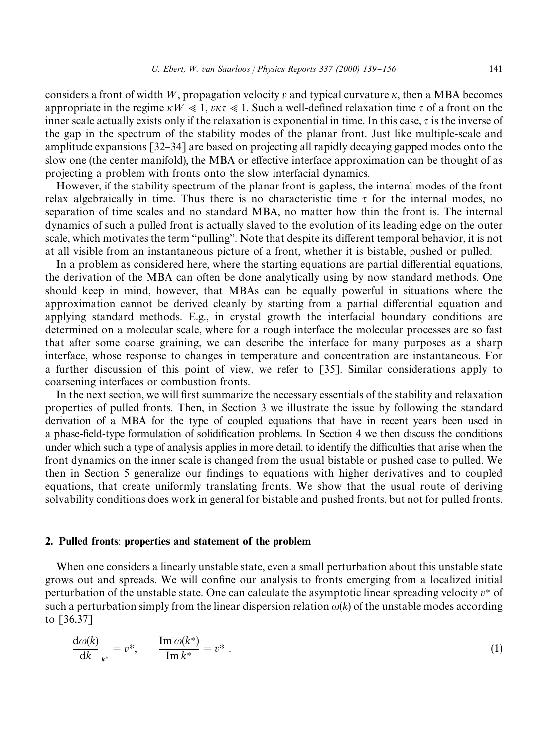considers a front of width $W$, propagation velocity $v$ and typical curvature $\kappa$, then a MBA becomes appropriate in the regime $\kappa W \ll 1$, $v\kappa\tau \ll 1$. Such a well-defined relaxation time $\tau$ of a front on the inner scale actually exists only if the relaxation is exponential in time. In this case, $\tau$ is the inverse of the gap in the spectrum of the stability modes of the planar front. Just like multiple-scale and amplitude expansions [32–34] are based on projecting all rapidly decaying gapped modes onto the slow one (the center manifold), the MBA or effective interface approximation can be thought of as projecting a problem with fronts onto the slow interfacial dynamics.

However, if the stability spectrum of the planar front is gapless, the internal modes of the front relax algebraically in time. Thus there is no characteristic time $\tau$ for the internal modes, no separation of time scales and no standard MBA, no matter how thin the front is. The internal dynamics of such a pulled front is actually slaved to the evolution of its leading edge on the outer scale, which motivates the term "pulling". Note that despite its different temporal behavior, it is not at all visible from an instantaneous picture of a front, whether it is bistable, pushed or pulled.

In a problem as considered here, where the starting equations are partial differential equations, the derivation of the MBA can often be done analytically using by now standard methods. One should keep in mind, however, that MBAs can be equally powerful in situations where the approximation cannot be derived cleanly by starting from a partial differential equation and applying standard methods. E.g., in crystal growth the interfacial boundary conditions are determined on a molecular scale, where for a rough interface the molecular processes are so fast that after some coarse graining, we can describe the interface for many purposes as a sharp interface, whose response to changes in temperature and concentration are instantaneous. For a further discussion of this point of view, we refer to [35]. Similar considerations apply to coarsening interfaces or combustion fronts.

In the next section, we will first summarize the necessary essentials of the stability and relaxation properties of pulled fronts. Then, in Section 3 we illustrate the issue by following the standard derivation of a MBA for the type of coupled equations that have in recent years been used in a phase-field-type formulation of solidification problems. In Section 4 we then discuss the conditions under which such a type of analysis applies in more detail, to identify the difficulties that arise when the front dynamics on the inner scale is changed from the usual bistable or pushed case to pulled. We then in Section 5 generalize our findings to equations with higher derivatives and to coupled equations, that create uniformly translating fronts. We show that the usual route of deriving solvability conditions does work in general for bistable and pushed fronts, but not for pulled fronts.

## 2. Pulled fronts: properties and statement of the problem

When one considers a linearly unstable state, even a small perturbation about this unstable state grows out and spreads. We will confine our analysis to fronts emerging from a localized initial perturbation of the unstable state. One can calculate the asymptotic linear spreading velocity $v^*$ of such a perturbation simply from the linear dispersion relation $\omega(k)$ of the unstable modes according to [36,37]

$$\left.\frac{\mathrm{d}\omega(k)}{\mathrm{d}k}\right|_{k^*} = v^*, \qquad \frac{\mathrm{Im}\,\omega(k^*)}{\mathrm{Im}\,k^*} = v^* . \tag{1}$$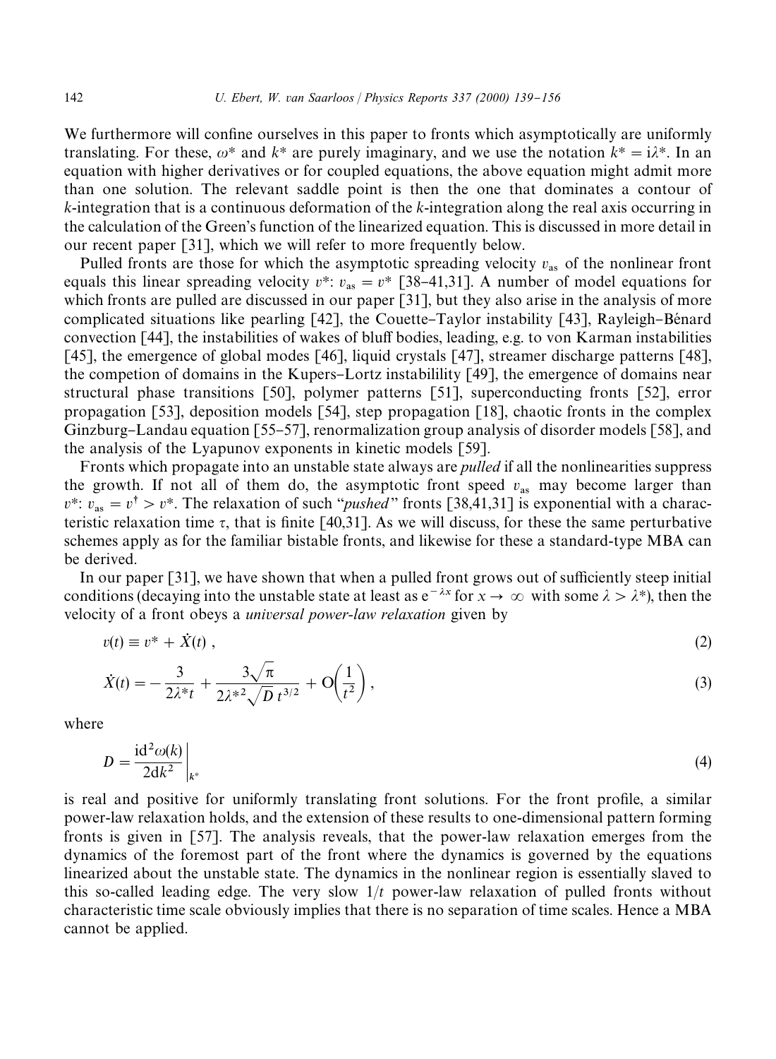We furthermore will confine ourselves in this paper to fronts which asymptotically are uniformly translating. For these, $\omega^*$ and $k^*$ are purely imaginary, and we use the notation $k^* = i\lambda^*$. In an equation with higher derivatives or for coupled equations, the above equation might admit more than one solution. The relevant saddle point is then the one that dominates a contour of $k$-integration that is a continuous deformation of the $k$-integration along the real axis occurring in the calculation of the Green's function of the linearized equation. This is discussed in more detail in our recent paper [31], which we will refer to more frequently below.

Pulled fronts are those for which the asymptotic spreading velocity $v_{as}$ of the nonlinear front equals this linear spreading velocity $v^*$: $v_{as} = v^*$ [38–41,31]. A number of model equations for which fronts are pulled are discussed in our paper [31], but they also arise in the analysis of more complicated situations like pearling [42], the Couette–Taylor instability [43], Rayleigh–Bénard convection [44], the instabilities of wakes of bluff bodies, leading, e.g. to von Karman instabilities [45], the emergence of global modes [46], liquid crystals [47], streamer discharge patterns [48], the competion of domains in the Kupers–Lortz instabilility [49], the emergence of domains near structural phase transitions [50], polymer patterns [51], superconducting fronts [52], error propagation [53], deposition models [54], step propagation [18], chaotic fronts in the complex Ginzburg–Landau equation [55–57], renormalization group analysis of disorder models [58], and the analysis of the Lyapunov exponents in kinetic models [59].

Fronts which propagate into an unstable state always are *pulled* if all the nonlinearities suppress the growth. If not all of them do, the asymptotic front speed $v_{as}$ may become larger than $v^*$: $v_{as} = v^\dagger > v^*$. The relaxation of such "*pushed*" fronts [38,41,31] is exponential with a characteristic relaxation time $\tau$, that is finite [40,31]. As we will discuss, for these the same perturbative schemes apply as for the familiar bistable fronts, and likewise for these a standard-type MBA can be derived.

In our paper [31], we have shown that when a pulled front grows out of sufficiently steep initial conditions (decaying into the unstable state at least as $e^{-\lambda x}$ for $x \to \infty$ with some $\lambda > \lambda^*$), then the velocity of a front obeys a *universal power-law relaxation* given by

$$v(t) \equiv v^* + \dot{X}(t) \,, \tag{2}$$

$$\dot{X}(t) = -\frac{3}{2\lambda^* t} + \frac{3\sqrt{\pi}}{2\lambda^{*2}\sqrt{D}\, t^{3/2}} + O\left(\frac{1}{t^2}\right), \tag{3}$$

where

$$D = \left.\frac{i d^2\omega(k)}{2 dk^2}\right|_{k^*} \tag{4}$$

is real and positive for uniformly translating front solutions. For the front profile, a similar power-law relaxation holds, and the extension of these results to one-dimensional pattern forming fronts is given in [57]. The analysis reveals, that the power-law relaxation emerges from the dynamics of the foremost part of the front where the dynamics is governed by the equations linearized about the unstable state. The dynamics in the nonlinear region is essentially slaved to this so-called leading edge. The very slow $1/t$ power-law relaxation of pulled fronts without characteristic time scale obviously implies that there is no separation of time scales. Hence a MBA cannot be applied.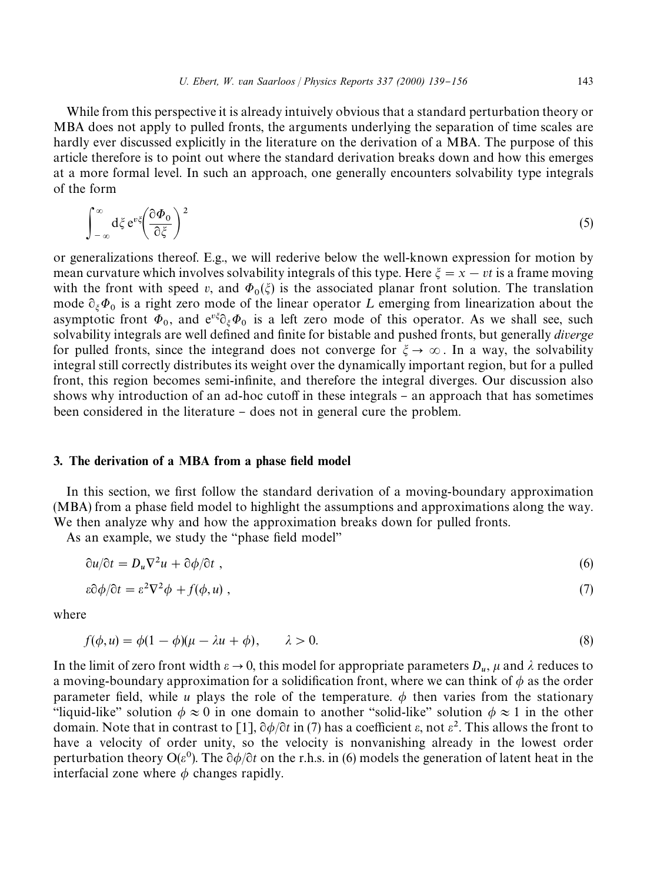While from this perspective it is already intuively obvious that a standard perturbation theory or MBA does not apply to pulled fronts, the arguments underlying the separation of time scales are hardly ever discussed explicitly in the literature on the derivation of a MBA. The purpose of this article therefore is to point out where the standard derivation breaks down and how this emerges at a more formal level. In such an approach, one generally encounters solvability type integrals of the form

$$\int_{-\infty}^{\infty} \mathrm{d}\xi \, \mathrm{e}^{v\xi} \left( \frac{\partial \Phi_0}{\partial \xi} \right)^2 \tag{5}$$

or generalizations thereof. E.g., we will rederive below the well-known expression for motion by mean curvature which involves solvability integrals of this type. Here $\xi = x - vt$ is a frame moving with the front with speed $v$, and $\Phi_0(\xi)$ is the associated planar front solution. The translation mode $\partial_\xi \Phi_0$ is a right zero mode of the linear operator $L$ emerging from linearization about the asymptotic front $\Phi_0$, and $\mathrm{e}^{v\xi}\partial_\xi \Phi_0$ is a left zero mode of this operator. As we shall see, such solvability integrals are well defined and finite for bistable and pushed fronts, but generally *diverge* for pulled fronts, since the integrand does not converge for $\xi \to \infty$. In a way, the solvability integral still correctly distributes its weight over the dynamically important region, but for a pulled front, this region becomes semi-infinite, and therefore the integral diverges. Our discussion also shows why introduction of an ad-hoc cutoff in these integrals – an approach that has sometimes been considered in the literature – does not in general cure the problem.

## 3. The derivation of a MBA from a phase field model

In this section, we first follow the standard derivation of a moving-boundary approximation (MBA) from a phase field model to highlight the assumptions and approximations along the way. We then analyze why and how the approximation breaks down for pulled fronts.

As an example, we study the "phase field model"

$$\partial u / \partial t = D_u \nabla^2 u + \partial \phi / \partial t \,, \tag{6}$$

$$\varepsilon \partial \phi / \partial t = \varepsilon^2 \nabla^2 \phi + f(\phi, u) \,, \tag{7}$$

where

$$f(\phi, u) = \phi(1 - \phi)(\mu - \lambda u + \phi), \qquad \lambda > 0. \tag{8}$$

In the limit of zero front width $\varepsilon \to 0$, this model for appropriate parameters $D_u$, $\mu$ and $\lambda$ reduces to a moving-boundary approximation for a solidification front, where we can think of $\phi$ as the order parameter field, while $u$ plays the role of the temperature. $\phi$ then varies from the stationary "liquid-like" solution $\phi \approx 0$ in one domain to another "solid-like" solution $\phi \approx 1$ in the other domain. Note that in contrast to [1], $\partial \phi / \partial t$ in (7) has a coefficient $\varepsilon$, not $\varepsilon^2$. This allows the front to have a velocity of order unity, so the velocity is nonvanishing already in the lowest order perturbation theory $\mathrm{O}(\varepsilon^0)$. The $\partial \phi / \partial t$ on the r.h.s. in (6) models the generation of latent heat in the interfacial zone where $\phi$ changes rapidly.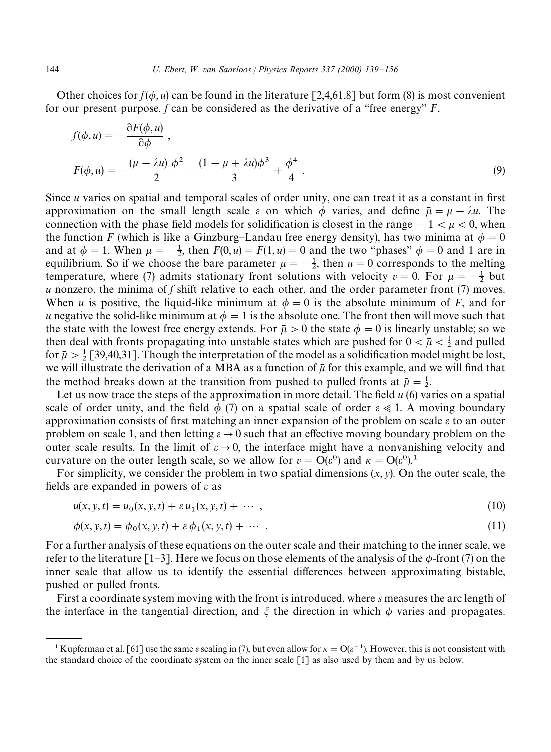Other choices for $f(\phi, u)$ can be found in the literature [2,4,61,8] but form (8) is most convenient for our present purpose. $f$ can be considered as the derivative of a "free energy" $F$,

$$f(\phi, u) = -\frac{\partial F(\phi, u)}{\partial \phi} ,$$

$$F(\phi, u) = -\frac{(\mu - \lambda u)\ \phi^2}{2} - \frac{(1 - \mu + \lambda u)\phi^3}{3} + \frac{\phi^4}{4} . \tag{9}$$

Since $u$ varies on spatial and temporal scales of order unity, one can treat it as a constant in first approximation on the small length scale $\varepsilon$ on which $\phi$ varies, and define $\bar{\mu} = \mu - \lambda u$. The connection with the phase field models for solidification is closest in the range $-1 < \bar{\mu} < 0$, when the function $F$ (which is like a Ginzburg–Landau free energy density), has two minima at $\phi = 0$ and at $\phi = 1$. When $\bar{\mu} = -\frac{1}{2}$, then $F(0, u) = F(1, u) = 0$ and the two "phases" $\phi = 0$ and 1 are in equilibrium. So if we choose the bare parameter $\mu = -\frac{1}{2}$, then $u = 0$ corresponds to the melting temperature, where (7) admits stationary front solutions with velocity $v = 0$. For $\mu = -\frac{1}{2}$ but $u$ nonzero, the minima of $f$ shift relative to each other, and the order parameter front (7) moves. When $u$ is positive, the liquid-like minimum at $\phi = 0$ is the absolute minimum of $F$, and for $u$ negative the solid-like minimum at $\phi = 1$ is the absolute one. The front then will move such that the state with the lowest free energy extends. For $\bar{\mu} > 0$ the state $\phi = 0$ is linearly unstable; so we then deal with fronts propagating into unstable states which are pushed for $0 < \bar{\mu} < \frac{1}{2}$ and pulled for $\bar{\mu} > \frac{1}{2}$ [39,40,31]. Though the interpretation of the model as a solidification model might be lost, we will illustrate the derivation of a MBA as a function of $\bar{\mu}$ for this example, and we will find that the method breaks down at the transition from pushed to pulled fronts at $\bar{\mu} = \frac{1}{2}$.

Let us now trace the steps of the approximation in more detail. The field $u$ (6) varies on a spatial scale of order unity, and the field $\phi$ (7) on a spatial scale of order $\varepsilon \ll 1$. A moving boundary approximation consists of first matching an inner expansion of the problem on scale $\varepsilon$ to an outer problem on scale 1, and then letting $\varepsilon \to 0$ such that an effective moving boundary problem on the outer scale results. In the limit of $\varepsilon \to 0$, the interface might have a nonvanishing velocity and curvature on the outer length scale, so we allow for $v = O(\varepsilon^0)$ and $\kappa = O(\varepsilon^0)$.[1]

For simplicity, we consider the problem in two spatial dimensions $(x, y)$. On the outer scale, the fields are expanded in powers of $\varepsilon$ as

$$u(x, y, t) = u_0(x, y, t) + \varepsilon\, u_1(x, y, t) + \cdots , \tag{10}$$

$$\phi(x, y, t) = \phi_0(x, y, t) + \varepsilon\, \phi_1(x, y, t) + \cdots . \tag{11}$$

For a further analysis of these equations on the outer scale and their matching to the inner scale, we refer to the literature [1–3]. Here we focus on those elements of the analysis of the $\phi$-front (7) on the inner scale that allow us to identify the essential differences between approximating bistable, pushed or pulled fronts.

First a coordinate system moving with the front is introduced, where $s$ measures the arc length of the interface in the tangential direction, and $\xi$ the direction in which $\phi$ varies and propagates.

---

[1] Kupferman et al. [61] use the same $\varepsilon$ scaling in (7), but even allow for $\kappa = O(\varepsilon^{-1})$. However, this is not consistent with the standard choice of the coordinate system on the inner scale [1] as also used by them and by us below.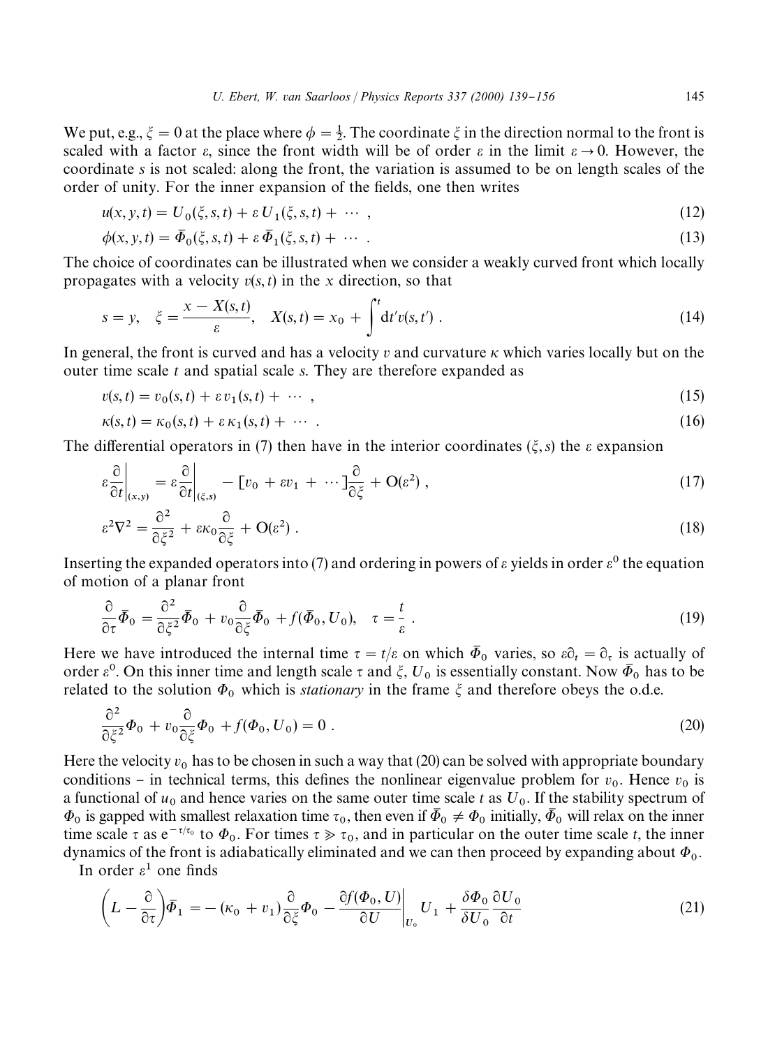We put, e.g., $\xi = 0$ at the place where $\phi = \frac{1}{2}$. The coordinate $\xi$ in the direction normal to the front is scaled with a factor $\varepsilon$, since the front width will be of order $\varepsilon$ in the limit $\varepsilon \to 0$. However, the coordinate $s$ is not scaled: along the front, the variation is assumed to be on length scales of the order of unity. For the inner expansion of the fields, one then writes

$$u(x, y, t) = U_0(\xi, s, t) + \varepsilon\, U_1(\xi, s, t) + \cdots , \tag{12}$$

$$\phi(x, y, t) = \bar{\Phi}_0(\xi, s, t) + \varepsilon\, \bar{\Phi}_1(\xi, s, t) + \cdots . \tag{13}$$

The choice of coordinates can be illustrated when we consider a weakly curved front which locally propagates with a velocity $v(s, t)$ in the $x$ direction, so that

$$s = y, \quad \xi = \frac{x - X(s,t)}{\varepsilon}, \quad X(s,t) = x_0 + \int^t \mathrm{d}t' v(s, t') . \tag{14}$$

In general, the front is curved and has a velocity $v$ and curvature $\kappa$ which varies locally but on the outer time scale $t$ and spatial scale $s$. They are therefore expanded as

$$v(s, t) = v_0(s, t) + \varepsilon\, v_1(s, t) + \cdots , \tag{15}$$

$$\kappa(s, t) = \kappa_0(s, t) + \varepsilon\, \kappa_1(s, t) + \cdots . \tag{16}$$

The differential operators in (7) then have in the interior coordinates $(\xi, s)$ the $\varepsilon$ expansion

$$\varepsilon \frac{\partial}{\partial t}\bigg|_{(x,y)} = \varepsilon \frac{\partial}{\partial t}\bigg|_{(\xi,s)} - [v_0 + \varepsilon v_1 + \cdots]\frac{\partial}{\partial \xi} + \mathrm{O}(\varepsilon^2) , \tag{17}$$

$$\varepsilon^2 \nabla^2 = \frac{\partial^2}{\partial \xi^2} + \varepsilon \kappa_0 \frac{\partial}{\partial \xi} + \mathrm{O}(\varepsilon^2) . \tag{18}$$

Inserting the expanded operators into (7) and ordering in powers of $\varepsilon$ yields in order $\varepsilon^0$ the equation of motion of a planar front

$$\frac{\partial}{\partial \tau}\bar{\Phi}_0 = \frac{\partial^2}{\partial \xi^2}\bar{\Phi}_0 + v_0 \frac{\partial}{\partial \xi}\bar{\Phi}_0 + f(\bar{\Phi}_0, U_0), \quad \tau = \frac{t}{\varepsilon} . \tag{19}$$

Here we have introduced the internal time $\tau = t/\varepsilon$ on which $\bar{\Phi}_0$ varies, so $\varepsilon\partial_t = \partial_\tau$ is actually of order $\varepsilon^0$. On this inner time and length scale $\tau$ and $\xi$, $U_0$ is essentially constant. Now $\bar{\Phi}_0$ has to be related to the solution $\Phi_0$ which is *stationary* in the frame $\xi$ and therefore obeys the o.d.e.

$$\frac{\partial^2}{\partial \xi^2}\Phi_0 + v_0 \frac{\partial}{\partial \xi}\Phi_0 + f(\Phi_0, U_0) = 0 . \tag{20}$$

Here the velocity $v_0$ has to be chosen in such a way that (20) can be solved with appropriate boundary conditions – in technical terms, this defines the nonlinear eigenvalue problem for $v_0$. Hence $v_0$ is a functional of $u_0$ and hence varies on the same outer time scale $t$ as $U_0$. If the stability spectrum of $\Phi_0$ is gapped with smallest relaxation time $\tau_0$, then even if $\bar{\Phi}_0 \neq \Phi_0$ initially, $\bar{\Phi}_0$ will relax on the inner time scale $\tau$ as $e^{-\tau/\tau_0}$ to $\Phi_0$. For times $\tau \gg \tau_0$, and in particular on the outer time scale $t$, the inner dynamics of the front is adiabatically eliminated and we can then proceed by expanding about $\Phi_0$.

In order $\varepsilon^1$ one finds

$$\left(L - \frac{\partial}{\partial \tau}\right)\bar{\Phi}_1 = -(\kappa_0 + v_1)\frac{\partial}{\partial \xi}\Phi_0 - \frac{\partial f(\Phi_0, U)}{\partial U}\bigg|_{U_0} U_1 + \frac{\delta \Phi_0}{\delta U_0}\frac{\partial U_0}{\partial t} \tag{21}$$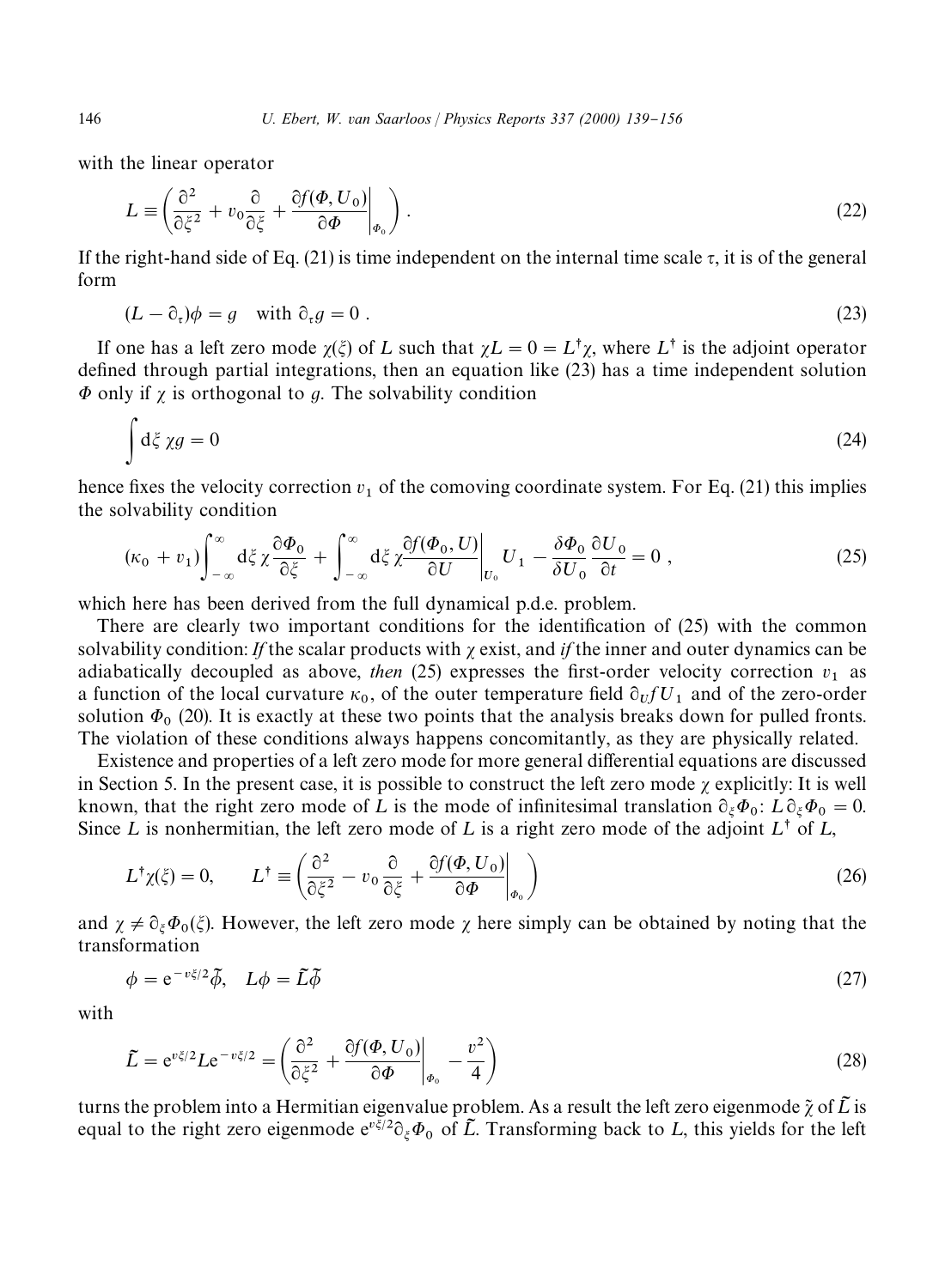with the linear operator

$$L \equiv \left( \frac{\partial^2}{\partial \xi^2} + v_0 \frac{\partial}{\partial \xi} + \left. \frac{\partial f(\Phi, U_0)}{\partial \Phi} \right|_{\Phi_0} \right) . \tag{22}$$

If the right-hand side of Eq. (21) is time independent on the internal time scale $\tau$, it is of the general form

$$(L - \partial_\tau)\phi = g \quad \text{with } \partial_\tau g = 0 . \tag{23}$$

If one has a left zero mode $\chi(\xi)$ of $L$ such that $\chi L = 0 = L^\dagger \chi$, where $L^\dagger$ is the adjoint operator defined through partial integrations, then an equation like (23) has a time independent solution $\Phi$ only if $\chi$ is orthogonal to $g$. The solvability condition

$$\int \mathrm{d}\xi \, \chi g = 0 \tag{24}$$

hence fixes the velocity correction $v_1$ of the comoving coordinate system. For Eq. (21) this implies the solvability condition

$$(\kappa_0 + v_1) \int_{-\infty}^{\infty} \mathrm{d}\xi \, \chi \frac{\partial \Phi_0}{\partial \xi} + \int_{-\infty}^{\infty} \mathrm{d}\xi \, \chi \left. \frac{\partial f(\Phi_0, U)}{\partial U} \right|_{U_0} U_1 - \frac{\delta \Phi_0}{\delta U_0} \frac{\partial U_0}{\partial t} = 0 \, , \tag{25}$$

which here has been derived from the full dynamical p.d.e. problem.

There are clearly two important conditions for the identification of (25) with the common solvability condition: *If* the scalar products with $\chi$ exist, and *if* the inner and outer dynamics can be adiabatically decoupled as above, *then* (25) expresses the first-order velocity correction $v_1$ as a function of the local curvature $\kappa_0$, of the outer temperature field $\partial_U f U_1$ and of the zero-order solution $\Phi_0$ (20). It is exactly at these two points that the analysis breaks down for pulled fronts. The violation of these conditions always happens concomitantly, as they are physically related.

Existence and properties of a left zero mode for more general differential equations are discussed in Section 5. In the present case, it is possible to construct the left zero mode $\chi$ explicitly: It is well known, that the right zero mode of $L$ is the mode of infinitesimal translation $\partial_\xi \Phi_0$: $L \partial_\xi \Phi_0 = 0$. Since $L$ is nonhermitian, the left zero mode of $L$ is a right zero mode of the adjoint $L^\dagger$ of $L$,

$$L^\dagger \chi(\xi) = 0, \qquad L^\dagger \equiv \left( \frac{\partial^2}{\partial \xi^2} - v_0 \frac{\partial}{\partial \xi} + \left. \frac{\partial f(\Phi, U_0)}{\partial \Phi} \right|_{\Phi_0} \right) \tag{26}$$

and $\chi \neq \partial_\xi \Phi_0(\xi)$. However, the left zero mode $\chi$ here simply can be obtained by noting that the transformation

$$\phi = \mathrm{e}^{-v\xi/2} \tilde{\phi}, \quad L\phi = \tilde{L}\tilde{\phi} \tag{27}$$

with

$$\tilde{L} = \mathrm{e}^{v\xi/2} L \mathrm{e}^{-v\xi/2} = \left( \frac{\partial^2}{\partial \xi^2} + \left. \frac{\partial f(\Phi, U_0)}{\partial \Phi} \right|_{\Phi_0} - \frac{v^2}{4} \right) \tag{28}$$

turns the problem into a Hermitian eigenvalue problem. As a result the left zero eigenmode $\tilde{\chi}$ of $\tilde{L}$ is equal to the right zero eigenmode $\mathrm{e}^{v\xi/2} \partial_\xi \Phi_0$ of $\tilde{L}$. Transforming back to $L$, this yields for the left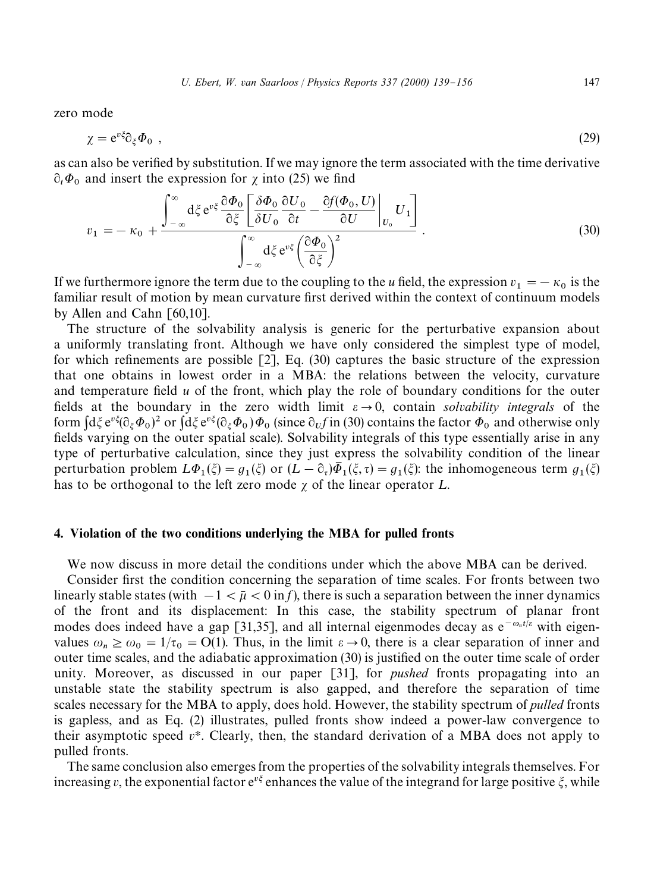zero mode

$$\chi = e^{v\xi}\partial_\xi \Phi_0 \ , \tag{29}$$

as can also be verified by substitution. If we may ignore the term associated with the time derivative $\partial_t \Phi_0$ and insert the expression for $\chi$ into (25) we find

$$v_1 = -\kappa_0 + \frac{\displaystyle\int_{-\infty}^{\infty} d\xi\, e^{v\xi} \frac{\partial \Phi_0}{\partial \xi} \left[ \frac{\delta \Phi_0}{\delta U_0} \frac{\partial U_0}{\partial t} - \left.\frac{\partial f(\Phi_0, U)}{\partial U}\right|_{U_0} U_1 \right]}{\displaystyle\int_{-\infty}^{\infty} d\xi\, e^{v\xi} \left( \frac{\partial \Phi_0}{\partial \xi} \right)^2} \ . \tag{30}$$

If we furthermore ignore the term due to the coupling to the $u$ field, the expression $v_1 = -\kappa_0$ is the familiar result of motion by mean curvature first derived within the context of continuum models by Allen and Cahn [60,10].

The structure of the solvability analysis is generic for the perturbative expansion about a uniformly translating front. Although we have only considered the simplest type of model, for which refinements are possible [2], Eq. (30) captures the basic structure of the expression that one obtains in lowest order in a MBA: the relations between the velocity, curvature and temperature field $u$ of the front, which play the role of boundary conditions for the outer fields at the boundary in the zero width limit $\varepsilon \to 0$, contain *solvability integrals* of the form $\int d\xi\, e^{v\xi}(\partial_\xi \Phi_0)^2$ or $\int d\xi\, e^{v\xi}(\partial_\xi \Phi_0)\Phi_0$ (since $\partial_U f$ in (30) contains the factor $\Phi_0$ and otherwise only fields varying on the outer spatial scale). Solvability integrals of this type essentially arise in any type of perturbative calculation, since they just express the solvability condition of the linear perturbation problem $L\Phi_1(\xi) = g_1(\xi)$ or $(L - \partial_\tau)\bar{\Phi}_1(\xi, \tau) = g_1(\xi)$: the inhomogeneous term $g_1(\xi)$ has to be orthogonal to the left zero mode $\chi$ of the linear operator $L$.

## 4. Violation of the two conditions underlying the MBA for pulled fronts

We now discuss in more detail the conditions under which the above MBA can be derived.

Consider first the condition concerning the separation of time scales. For fronts between two linearly stable states (with $-1 < \bar{\mu} < 0$ in $f$), there is such a separation between the inner dynamics of the front and its displacement: In this case, the stability spectrum of planar front modes does indeed have a gap [31,35], and all internal eigenmodes decay as $e^{-\omega_n t/\varepsilon}$ with eigenvalues $\omega_n \geq \omega_0 = 1/\tau_0 = O(1)$. Thus, in the limit $\varepsilon \to 0$, there is a clear separation of inner and outer time scales, and the adiabatic approximation (30) is justified on the outer time scale of order unity. Moreover, as discussed in our paper [31], for *pushed* fronts propagating into an unstable state the stability spectrum is also gapped, and therefore the separation of time scales necessary for the MBA to apply, does hold. However, the stability spectrum of *pulled* fronts is gapless, and as Eq. (2) illustrates, pulled fronts show indeed a power-law convergence to their asymptotic speed $v^*$. Clearly, then, the standard derivation of a MBA does not apply to pulled fronts.

The same conclusion also emerges from the properties of the solvability integrals themselves. For increasing $v$, the exponential factor $e^{v\xi}$ enhances the value of the integrand for large positive $\xi$, while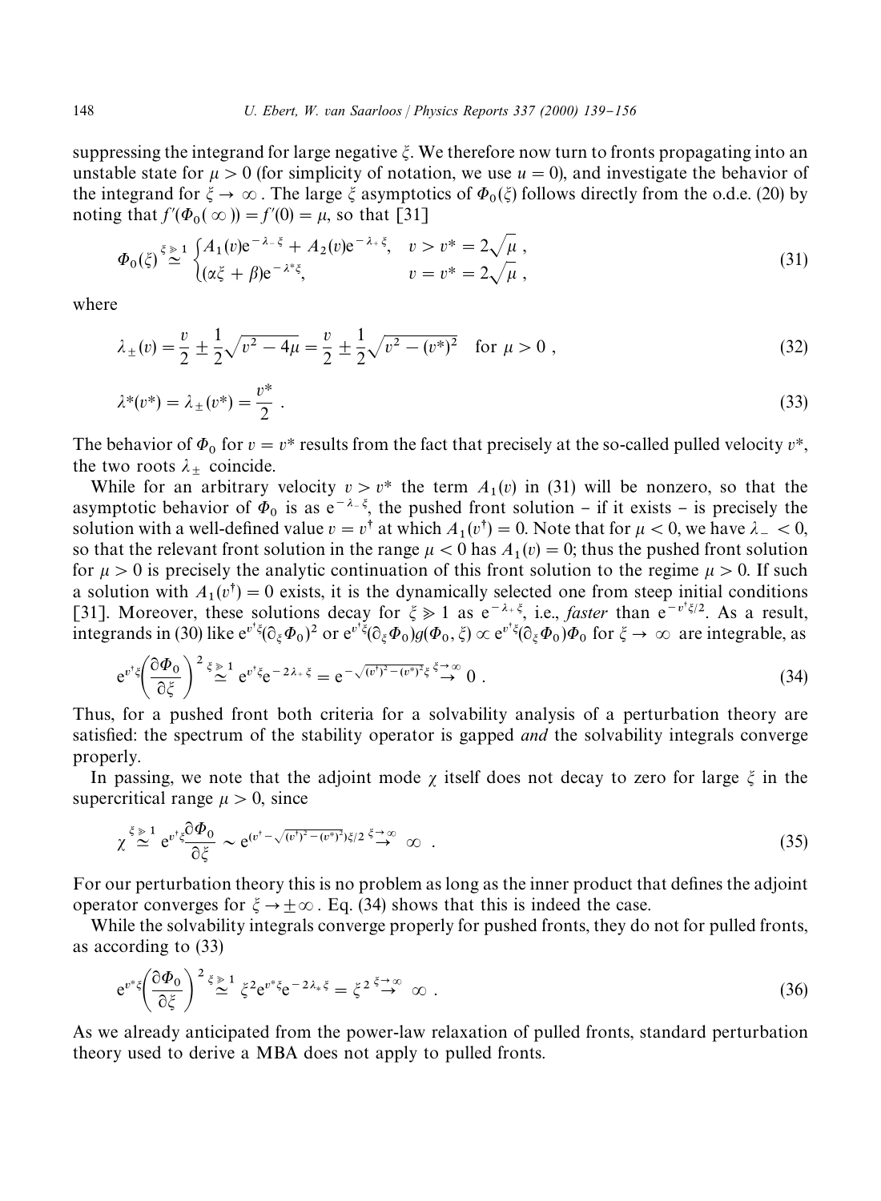suppressing the integrand for large negative $\xi$. We therefore now turn to fronts propagating into an unstable state for $\mu > 0$ (for simplicity of notation, we use $u = 0$), and investigate the behavior of the integrand for $\xi \to \infty$. The large $\xi$ asymptotics of $\Phi_0(\xi)$ follows directly from the o.d.e. (20) by noting that $f'(\Phi_0(\infty)) = f'(0) = \mu$, so that [31]

$$\Phi_0(\xi) \overset{\xi \gg 1}{\simeq} \begin{cases} A_1(v)\mathrm{e}^{-\lambda_- \xi} + A_2(v)\mathrm{e}^{-\lambda_+ \xi}, & v > v^* = 2\sqrt{\mu}\,, \\ (\alpha\xi + \beta)\mathrm{e}^{-\lambda^* \xi}, & v = v^* = 2\sqrt{\mu}\,, \end{cases} \tag{31}$$

where

$$\lambda_\pm(v) = \frac{v}{2} \pm \frac{1}{2}\sqrt{v^2 - 4\mu} = \frac{v}{2} \pm \frac{1}{2}\sqrt{v^2 - (v^*)^2} \quad \text{for } \mu > 0\,, \tag{32}$$

$$\lambda^*(v^*) = \lambda_\pm(v^*) = \frac{v^*}{2}\,. \tag{33}$$

The behavior of $\Phi_0$ for $v = v^*$ results from the fact that precisely at the so-called pulled velocity $v^*$, the two roots $\lambda_\pm$ coincide.

While for an arbitrary velocity $v > v^*$ the term $A_1(v)$ in (31) will be nonzero, so that the asymptotic behavior of $\Phi_0$ is as $\mathrm{e}^{-\lambda_- \xi}$, the pushed front solution – if it exists – is precisely the solution with a well-defined value $v = v^\dagger$ at which $A_1(v^\dagger) = 0$. Note that for $\mu < 0$, we have $\lambda_- < 0$, so that the relevant front solution in the range $\mu < 0$ has $A_1(v) = 0$; thus the pushed front solution for $\mu > 0$ is precisely the analytic continuation of this front solution to the regime $\mu > 0$. If such a solution with $A_1(v^\dagger) = 0$ exists, it is the dynamically selected one from steep initial conditions [31]. Moreover, these solutions decay for $\xi \gg 1$ as $\mathrm{e}^{-\lambda_+ \xi}$, i.e., *faster* than $\mathrm{e}^{-v^\dagger \xi/2}$. As a result, integrands in (30) like $\mathrm{e}^{v^\dagger \xi}(\partial_\xi \Phi_0)^2$ or $\mathrm{e}^{v^\dagger \xi}(\partial_\xi \Phi_0) g(\Phi_0, \xi) \propto \mathrm{e}^{v^\dagger \xi}(\partial_\xi \Phi_0)\Phi_0$ for $\xi \to \infty$ are integrable, as

$$\mathrm{e}^{v^\dagger \xi}\left(\frac{\partial \Phi_0}{\partial \xi}\right)^2 \overset{\xi \gg 1}{\simeq} \mathrm{e}^{v^\dagger \xi}\mathrm{e}^{-2\lambda_+ \xi} = \mathrm{e}^{-\sqrt{(v^\dagger)^2 - (v^*)^2}\,\xi} \overset{\xi \to \infty}{\to} 0\,. \tag{34}$$

Thus, for a pushed front both criteria for a solvability analysis of a perturbation theory are satisfied: the spectrum of the stability operator is gapped *and* the solvability integrals converge properly.

In passing, we note that the adjoint mode $\chi$ itself does not decay to zero for large $\xi$ in the supercritical range $\mu > 0$, since

$$\chi \overset{\xi \gg 1}{\simeq} \mathrm{e}^{v^\dagger \xi}\frac{\partial \Phi_0}{\partial \xi} \sim \mathrm{e}^{(v^\dagger - \sqrt{(v^\dagger)^2 - (v^*)^2})\xi/2} \overset{\xi \to \infty}{\to} \infty\,. \tag{35}$$

For our perturbation theory this is no problem as long as the inner product that defines the adjoint operator converges for $\xi \to \pm\infty$. Eq. (34) shows that this is indeed the case.

While the solvability integrals converge properly for pushed fronts, they do not for pulled fronts, as according to (33)

$$\mathrm{e}^{v^* \xi}\left(\frac{\partial \Phi_0}{\partial \xi}\right)^2 \overset{\xi \gg 1}{\simeq} \xi^2 \mathrm{e}^{v^* \xi}\mathrm{e}^{-2\lambda_* \xi} = \xi^2 \overset{\xi \to \infty}{\to} \infty\,. \tag{36}$$

As we already anticipated from the power-law relaxation of pulled fronts, standard perturbation theory used to derive a MBA does not apply to pulled fronts.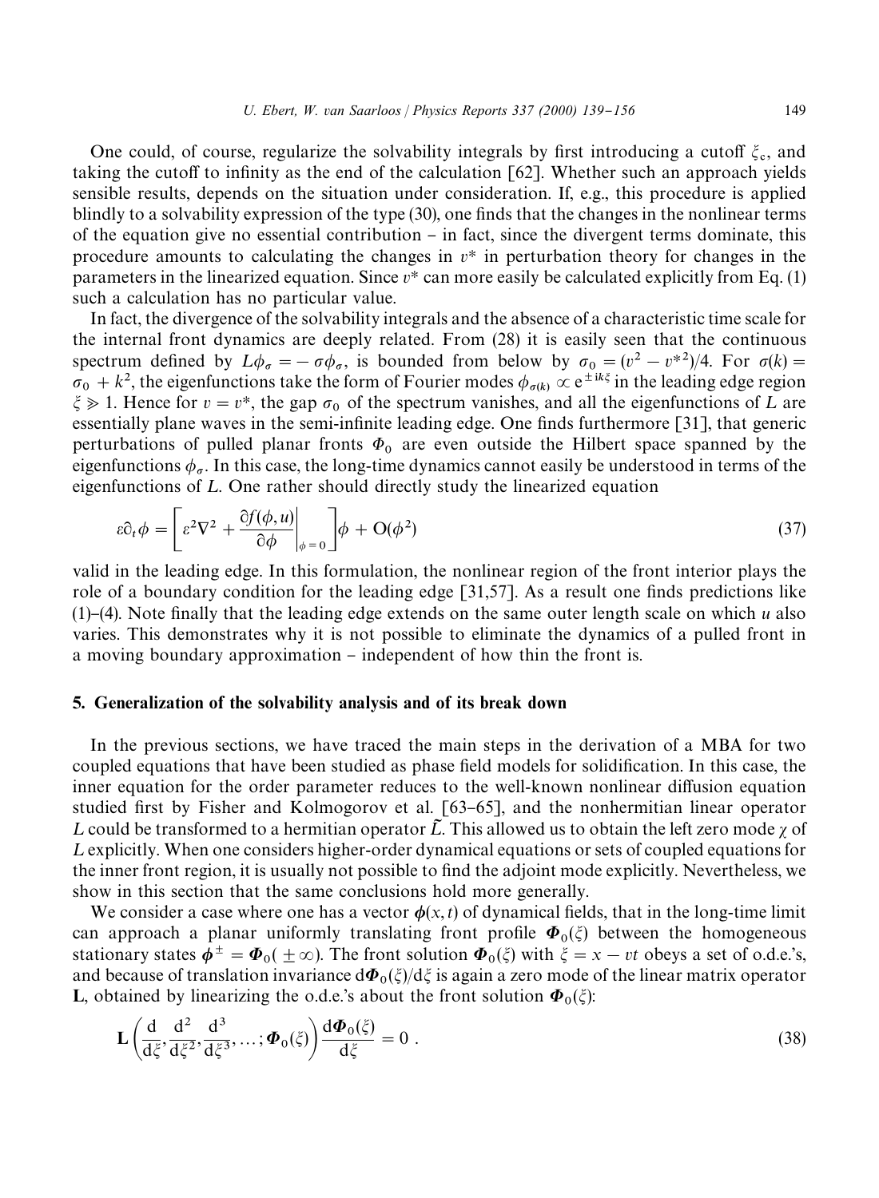One could, of course, regularize the solvability integrals by first introducing a cutoff $\xi_c$, and taking the cutoff to infinity as the end of the calculation [62]. Whether such an approach yields sensible results, depends on the situation under consideration. If, e.g., this procedure is applied blindly to a solvability expression of the type (30), one finds that the changes in the nonlinear terms of the equation give no essential contribution – in fact, since the divergent terms dominate, this procedure amounts to calculating the changes in $v^*$ in perturbation theory for changes in the parameters in the linearized equation. Since $v^*$ can more easily be calculated explicitly from Eq. (1) such a calculation has no particular value.

In fact, the divergence of the solvability integrals and the absence of a characteristic time scale for the internal front dynamics are deeply related. From (28) it is easily seen that the continuous spectrum defined by $L\phi_\sigma = -\sigma\phi_\sigma$, is bounded from below by $\sigma_0 = (v^2 - v^{*2})/4$. For $\sigma(k) = \sigma_0 + k^2$, the eigenfunctions take the form of Fourier modes $\phi_{\sigma(k)} \propto e^{\pm ik\xi}$ in the leading edge region $\xi \gg 1$. Hence for $v = v^*$, the gap $\sigma_0$ of the spectrum vanishes, and all the eigenfunctions of $L$ are essentially plane waves in the semi-infinite leading edge. One finds furthermore [31], that generic perturbations of pulled planar fronts $\Phi_0$ are even outside the Hilbert space spanned by the eigenfunctions $\phi_\sigma$. In this case, the long-time dynamics cannot easily be understood in terms of the eigenfunctions of $L$. One rather should directly study the linearized equation

$$\varepsilon\partial_t\phi = \left[\varepsilon^2\nabla^2 + \left.\frac{\partial f(\phi,u)}{\partial\phi}\right|_{\phi=0}\right]\phi + O(\phi^2) \tag{37}$$

valid in the leading edge. In this formulation, the nonlinear region of the front interior plays the role of a boundary condition for the leading edge [31,57]. As a result one finds predictions like (1)–(4). Note finally that the leading edge extends on the same outer length scale on which $u$ also varies. This demonstrates why it is not possible to eliminate the dynamics of a pulled front in a moving boundary approximation – independent of how thin the front is.

## 5. Generalization of the solvability analysis and of its break down

In the previous sections, we have traced the main steps in the derivation of a MBA for two coupled equations that have been studied as phase field models for solidification. In this case, the inner equation for the order parameter reduces to the well-known nonlinear diffusion equation studied first by Fisher and Kolmogorov et al. [63–65], and the nonhermitian linear operator $L$ could be transformed to a hermitian operator $\tilde{L}$. This allowed us to obtain the left zero mode $\chi$ of $L$ explicitly. When one considers higher-order dynamical equations or sets of coupled equations for the inner front region, it is usually not possible to find the adjoint mode explicitly. Nevertheless, we show in this section that the same conclusions hold more generally.

We consider a case where one has a vector $\boldsymbol{\phi}(x,t)$ of dynamical fields, that in the long-time limit can approach a planar uniformly translating front profile $\boldsymbol{\Phi}_0(\xi)$ between the homogeneous stationary states $\boldsymbol{\phi}^\pm = \boldsymbol{\Phi}_0(\pm\infty)$. The front solution $\boldsymbol{\Phi}_0(\xi)$ with $\xi = x - vt$ obeys a set of o.d.e.'s, and because of translation invariance $d\boldsymbol{\Phi}_0(\xi)/d\xi$ is again a zero mode of the linear matrix operator $\mathbf{L}$, obtained by linearizing the o.d.e.'s about the front solution $\boldsymbol{\Phi}_0(\xi)$:

$$\mathbf{L}\left(\frac{d}{d\xi},\frac{d^2}{d\xi^2},\frac{d^3}{d\xi^3},\ldots;\boldsymbol{\Phi}_0(\xi)\right)\frac{d\boldsymbol{\Phi}_0(\xi)}{d\xi} = 0\ . \tag{38}$$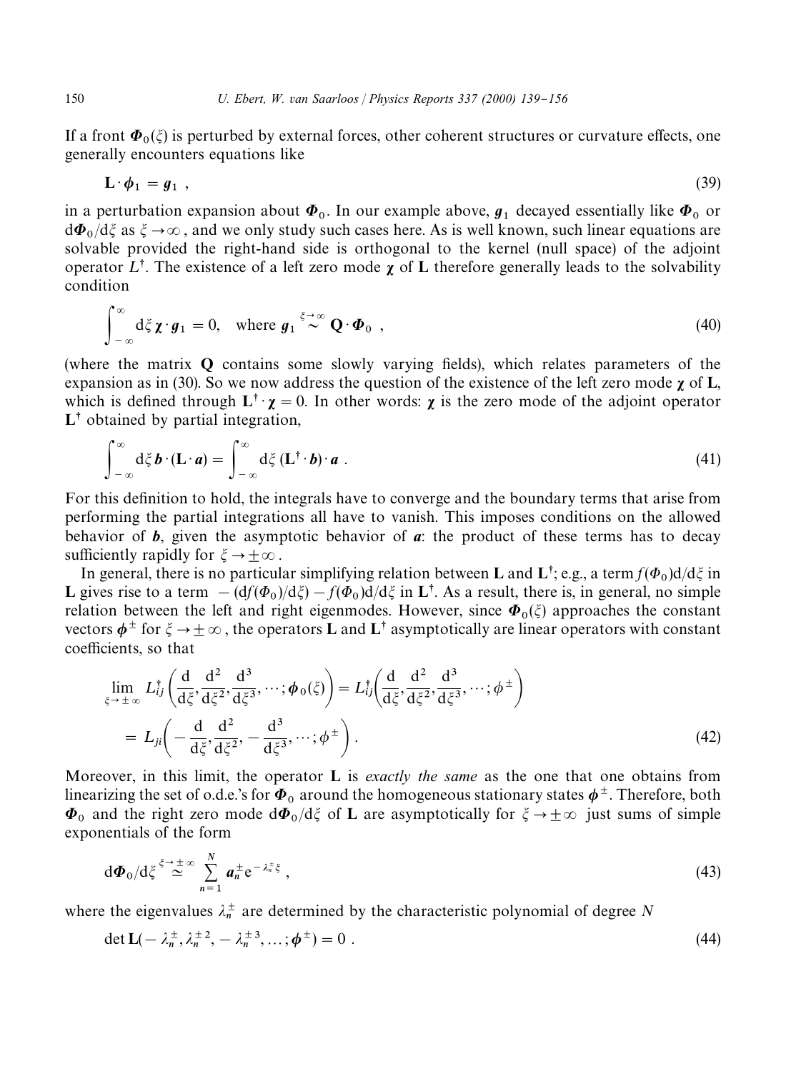If a front $\boldsymbol{\Phi}_0(\xi)$ is perturbed by external forces, other coherent structures or curvature effects, one generally encounters equations like

$$\mathbf{L}\cdot\boldsymbol{\phi}_1 = \boldsymbol{g}_1 \ , \tag{39}$$

in a perturbation expansion about $\boldsymbol{\Phi}_0$. In our example above, $\boldsymbol{g}_1$ decayed essentially like $\boldsymbol{\Phi}_0$ or $\mathrm{d}\boldsymbol{\Phi}_0/\mathrm{d}\xi$ as $\xi\to\infty$, and we only study such cases here. As is well known, such linear equations are solvable provided the right-hand side is orthogonal to the kernel (null space) of the adjoint operator $L^\dagger$. The existence of a left zero mode $\boldsymbol{\chi}$ of $\mathbf{L}$ therefore generally leads to the solvability condition

$$\int_{-\infty}^{\infty}\mathrm{d}\xi\,\boldsymbol{\chi}\cdot\boldsymbol{g}_1 = 0, \quad \text{where } \boldsymbol{g}_1 \overset{\xi\to\infty}{\sim} \mathbf{Q}\cdot\boldsymbol{\Phi}_0 \ , \tag{40}$$

(where the matrix $\mathbf{Q}$ contains some slowly varying fields), which relates parameters of the expansion as in (30). So we now address the question of the existence of the left zero mode $\boldsymbol{\chi}$ of $\mathbf{L}$, which is defined through $\mathbf{L}^\dagger\cdot\boldsymbol{\chi}=0$. In other words: $\boldsymbol{\chi}$ is the zero mode of the adjoint operator $\mathbf{L}^\dagger$ obtained by partial integration,

$$\int_{-\infty}^{\infty}\mathrm{d}\xi\,\boldsymbol{b}\cdot(\mathbf{L}\cdot\boldsymbol{a}) = \int_{-\infty}^{\infty}\mathrm{d}\xi\,(\mathbf{L}^\dagger\cdot\boldsymbol{b})\cdot\boldsymbol{a} \ . \tag{41}$$

For this definition to hold, the integrals have to converge and the boundary terms that arise from performing the partial integrations all have to vanish. This imposes conditions on the allowed behavior of $\boldsymbol{b}$, given the asymptotic behavior of $\boldsymbol{a}$: the product of these terms has to decay sufficiently rapidly for $\xi\to\pm\infty$.

In general, there is no particular simplifying relation between $\mathbf{L}$ and $\mathbf{L}^\dagger$; e.g., a term $f(\Phi_0)\mathrm{d}/\mathrm{d}\xi$ in $\mathbf{L}$ gives rise to a term $-(\mathrm{d}f(\Phi_0)/\mathrm{d}\xi)-f(\Phi_0)\mathrm{d}/\mathrm{d}\xi$ in $\mathbf{L}^\dagger$. As a result, there is, in general, no simple relation between the left and right eigenmodes. However, since $\boldsymbol{\Phi}_0(\xi)$ approaches the constant vectors $\boldsymbol{\phi}^\pm$ for $\xi\to\pm\infty$, the operators $\mathbf{L}$ and $\mathbf{L}^\dagger$ asymptotically are linear operators with constant coefficients, so that

$$\begin{aligned}
\lim_{\xi\to\pm\infty} L^\dagger_{ij}\left(\frac{\mathrm{d}}{\mathrm{d}\xi},\frac{\mathrm{d}^2}{\mathrm{d}\xi^2},\frac{\mathrm{d}^3}{\mathrm{d}\xi^3},\cdots;\boldsymbol{\phi}_0(\xi)\right) &= L^\dagger_{ij}\left(\frac{\mathrm{d}}{\mathrm{d}\xi},\frac{\mathrm{d}^2}{\mathrm{d}\xi^2},\frac{\mathrm{d}^3}{\mathrm{d}\xi^3},\cdots;\phi^\pm\right)\\
&= L_{ji}\left(-\frac{\mathrm{d}}{\mathrm{d}\xi},\frac{\mathrm{d}^2}{\mathrm{d}\xi^2},-\frac{\mathrm{d}^3}{\mathrm{d}\xi^3},\cdots;\phi^\pm\right).
\end{aligned}\tag{42}$$

Moreover, in this limit, the operator $\mathbf{L}$ is *exactly the same* as the one that one obtains from linearizing the set of o.d.e.'s for $\boldsymbol{\Phi}_0$ around the homogeneous stationary states $\boldsymbol{\phi}^\pm$. Therefore, both $\boldsymbol{\Phi}_0$ and the right zero mode $\mathrm{d}\boldsymbol{\Phi}_0/\mathrm{d}\xi$ of $\mathbf{L}$ are asymptotically for $\xi\to\pm\infty$ just sums of simple exponentials of the form

$$\mathrm{d}\boldsymbol{\Phi}_0/\mathrm{d}\xi \overset{\xi\to\pm\infty}{\simeq} \sum_{n=1}^{N}\boldsymbol{a}_n^\pm \mathrm{e}^{-\lambda_n^\pm\xi} \ , \tag{43}$$

where the eigenvalues $\lambda_n^\pm$ are determined by the characteristic polynomial of degree $N$

$$\det\mathbf{L}(-\lambda_n^\pm,\lambda_n^{\pm 2},-\lambda_n^{\pm 3},\ldots;\boldsymbol{\phi}^\pm)=0 \ . \tag{44}$$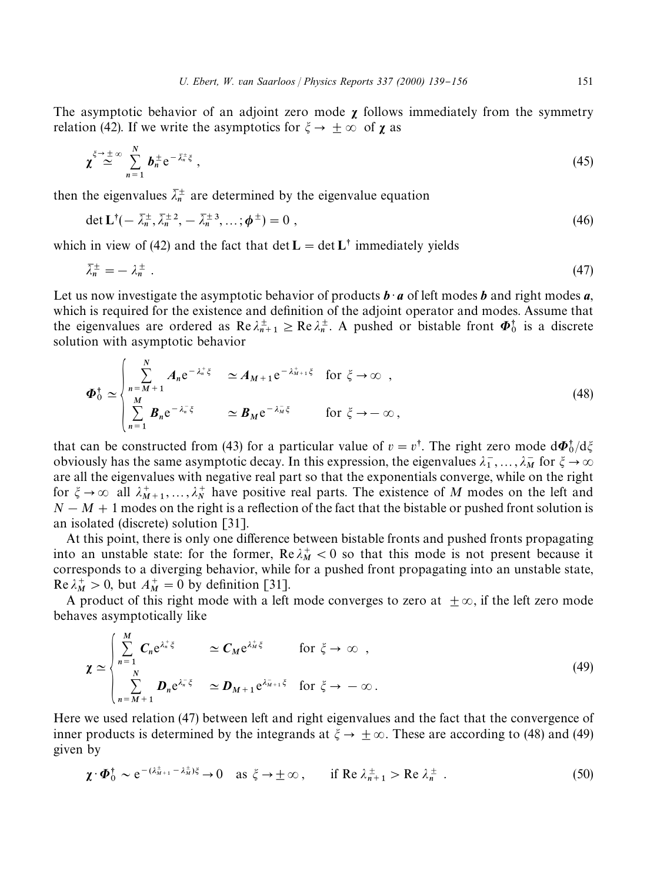The asymptotic behavior of an adjoint zero mode $\boldsymbol{\chi}$ follows immediately from the symmetry relation (42). If we write the asymptotics for $\xi \to \pm\infty$ of $\boldsymbol{\chi}$ as

$$\boldsymbol{\chi} \overset{\xi \to \pm\infty}{\simeq} \sum_{n=1}^{N} \boldsymbol{b}_n^{\pm} \mathrm{e}^{-\bar{\lambda}_n^{\pm} \xi} , \tag{45}$$

then the eigenvalues $\bar{\lambda}_n^{\pm}$ are determined by the eigenvalue equation

$$\det \mathbf{L}^{\dagger}(-\bar{\lambda}_n^{\pm}, \bar{\lambda}_n^{\pm 2}, -\bar{\lambda}_n^{\pm 3}, \dots; \boldsymbol{\phi}^{\pm}) = 0 , \tag{46}$$

which in view of (42) and the fact that $\det \mathbf{L} = \det \mathbf{L}^{\dagger}$ immediately yields

$$\bar{\lambda}_n^{\pm} = -\lambda_n^{\pm} . \tag{47}$$

Let us now investigate the asymptotic behavior of products $\boldsymbol{b} \cdot \boldsymbol{a}$ of left modes $\boldsymbol{b}$ and right modes $\boldsymbol{a}$, which is required for the existence and definition of the adjoint operator and modes. Assume that the eigenvalues are ordered as $\mathrm{Re}\, \lambda_{n+1}^{\pm} \geq \mathrm{Re}\, \lambda_n^{\pm}$. A pushed or bistable front $\boldsymbol{\Phi}_0^{\dagger}$ is a discrete solution with asymptotic behavior

$$\boldsymbol{\Phi}_0^{\dagger} \simeq \begin{cases} \displaystyle\sum_{n=M+1}^{N} \boldsymbol{A}_n \mathrm{e}^{-\lambda_n^{+} \xi} & \simeq \boldsymbol{A}_{M+1} \mathrm{e}^{-\lambda_{M+1}^{+} \xi} \quad \text{for } \xi \to \infty \ , \\ \displaystyle\sum_{n=1}^{M} \boldsymbol{B}_n \mathrm{e}^{-\lambda_n^{-} \xi} & \simeq \boldsymbol{B}_M \mathrm{e}^{-\lambda_M^{-} \xi} \qquad \text{for } \xi \to -\infty , \end{cases} \tag{48}$$

that can be constructed from (43) for a particular value of $v = v^{\dagger}$. The right zero mode $\mathrm{d}\boldsymbol{\Phi}_0^{\dagger}/\mathrm{d}\xi$ obviously has the same asymptotic decay. In this expression, the eigenvalues $\lambda_1^{-}, \dots, \lambda_M^{-}$ for $\xi \to \infty$ are all the eigenvalues with negative real part so that the exponentials converge, while on the right for $\xi \to \infty$ all $\lambda_{M+1}^{+}, \dots, \lambda_N^{+}$ have positive real parts. The existence of $M$ modes on the left and $N - M + 1$ modes on the right is a reflection of the fact that the bistable or pushed front solution is an isolated (discrete) solution [31].

At this point, there is only one difference between bistable fronts and pushed fronts propagating into an unstable state: for the former, $\mathrm{Re}\, \lambda_M^{+} < 0$ so that this mode is not present because it corresponds to a diverging behavior, while for a pushed front propagating into an unstable state, $\mathrm{Re}\, \lambda_M^{+} > 0$, but $A_M^{+} = 0$ by definition [31].

A product of this right mode with a left mode converges to zero at $\pm\infty$, if the left zero mode behaves asymptotically like

$$\boldsymbol{\chi} \simeq \begin{cases} \displaystyle\sum_{n=1}^{M} \boldsymbol{C}_n \mathrm{e}^{\lambda_n^{+} \xi} & \simeq \boldsymbol{C}_M \mathrm{e}^{\lambda_M^{+} \xi} \qquad \text{for } \xi \to \infty \ , \\ \displaystyle\sum_{n=M+1}^{N} \boldsymbol{D}_n \mathrm{e}^{\lambda_n^{-} \xi} & \simeq \boldsymbol{D}_{M+1} \mathrm{e}^{\lambda_{M+1}^{-} \xi} \quad \text{for } \xi \to -\infty . \end{cases} \tag{49}$$

Here we used relation (47) between left and right eigenvalues and the fact that the convergence of inner products is determined by the integrands at $\xi \to \pm\infty$. These are according to (48) and (49) given by

$$\boldsymbol{\chi} \cdot \boldsymbol{\Phi}_0^{\dagger} \sim \mathrm{e}^{-(\lambda_{M+1}^{\pm} - \lambda_M^{\pm})\xi} \to 0 \quad \text{as } \xi \to \pm\infty , \qquad \text{if } \mathrm{Re}\, \lambda_{n+1}^{\pm} > \mathrm{Re}\, \lambda_n^{\pm} \ . \tag{50}$$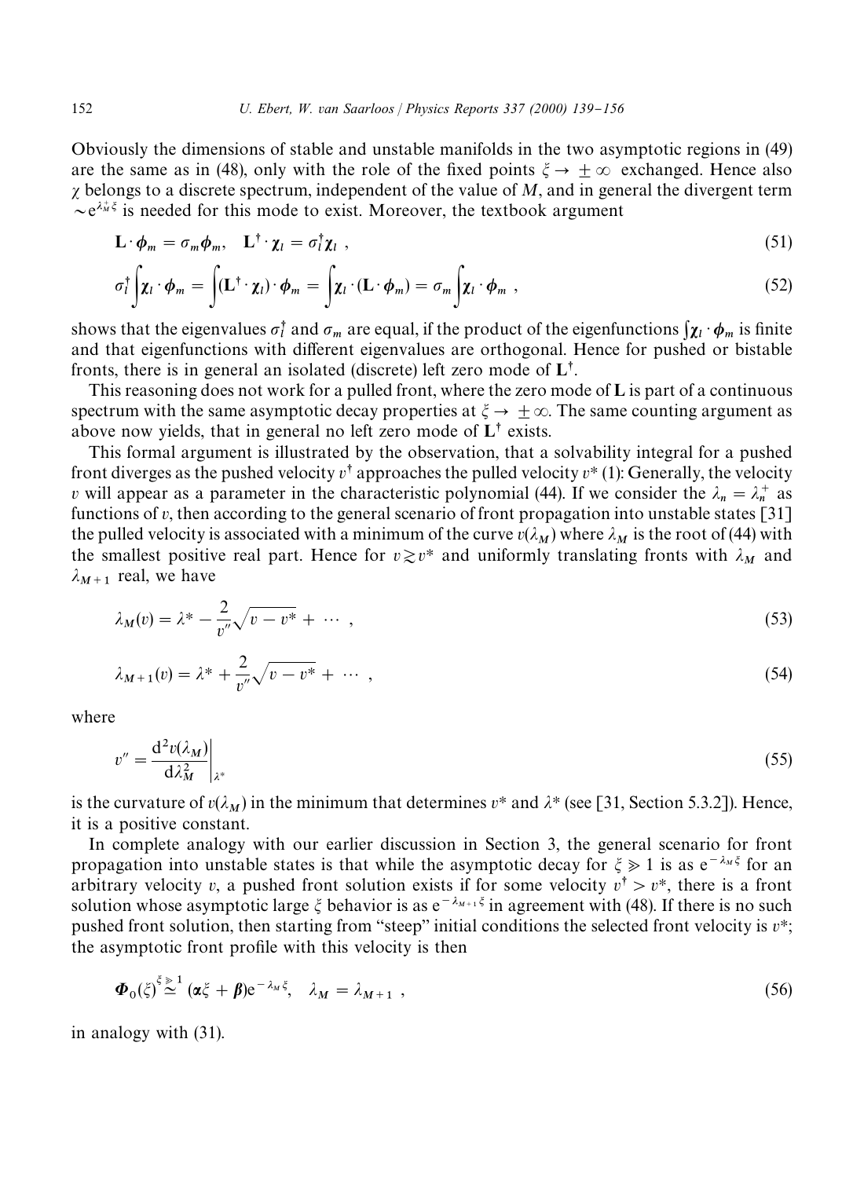Obviously the dimensions of stable and unstable manifolds in the two asymptotic regions in (49) are the same as in (48), only with the role of the fixed points $\xi \to \pm\infty$ exchanged. Hence also $\chi$ belongs to a discrete spectrum, independent of the value of $M$, and in general the divergent term $\sim e^{\lambda_M^+ \xi}$ is needed for this mode to exist. Moreover, the textbook argument

$$\mathbf{L} \cdot \boldsymbol{\phi}_m = \sigma_m \boldsymbol{\phi}_m, \quad \mathbf{L}^\dagger \cdot \boldsymbol{\chi}_l = \sigma_l^\dagger \boldsymbol{\chi}_l \ , \tag{51}$$

$$\sigma_l^\dagger \int \boldsymbol{\chi}_l \cdot \boldsymbol{\phi}_m = \int (\mathbf{L}^\dagger \cdot \boldsymbol{\chi}_l) \cdot \boldsymbol{\phi}_m = \int \boldsymbol{\chi}_l \cdot (\mathbf{L} \cdot \boldsymbol{\phi}_m) = \sigma_m \int \boldsymbol{\chi}_l \cdot \boldsymbol{\phi}_m \ , \tag{52}$$

shows that the eigenvalues $\sigma_l^\dagger$ and $\sigma_m$ are equal, if the product of the eigenfunctions $\int \boldsymbol{\chi}_l \cdot \boldsymbol{\phi}_m$ is finite and that eigenfunctions with different eigenvalues are orthogonal. Hence for pushed or bistable fronts, there is in general an isolated (discrete) left zero mode of $\mathbf{L}^\dagger$.

This reasoning does not work for a pulled front, where the zero mode of $\mathbf{L}$ is part of a continuous spectrum with the same asymptotic decay properties at $\xi \to \pm\infty$. The same counting argument as above now yields, that in general no left zero mode of $\mathbf{L}^\dagger$ exists.

This formal argument is illustrated by the observation, that a solvability integral for a pushed front diverges as the pushed velocity $v^\dagger$ approaches the pulled velocity $v^*$ (1): Generally, the velocity $v$ will appear as a parameter in the characteristic polynomial (44). If we consider the $\lambda_n = \lambda_n^+$ as functions of $v$, then according to the general scenario of front propagation into unstable states [31] the pulled velocity is associated with a minimum of the curve $v(\lambda_M)$ where $\lambda_M$ is the root of (44) with the smallest positive real part. Hence for $v \gtrsim v^*$ and uniformly translating fronts with $\lambda_M$ and $\lambda_{M+1}$ real, we have

$$\lambda_M(v) = \lambda^* - \frac{2}{v''}\sqrt{v - v^*} + \cdots \ , \tag{53}$$

$$\lambda_{M+1}(v) = \lambda^* + \frac{2}{v''}\sqrt{v - v^*} + \cdots \ , \tag{54}$$

where

$$v'' = \left. \frac{d^2 v(\lambda_M)}{d\lambda_M^2} \right|_{\lambda^*} \tag{55}$$

is the curvature of $v(\lambda_M)$ in the minimum that determines $v^*$ and $\lambda^*$ (see [31, Section 5.3.2]). Hence, it is a positive constant.

In complete analogy with our earlier discussion in Section 3, the general scenario for front propagation into unstable states is that while the asymptotic decay for $\xi \gg 1$ is as $e^{-\lambda_M \xi}$ for an arbitrary velocity $v$, a pushed front solution exists if for some velocity $v^\dagger > v^*$, there is a front solution whose asymptotic large $\xi$ behavior is as $e^{-\lambda_{M+1}\xi}$ in agreement with (48). If there is no such pushed front solution, then starting from "steep" initial conditions the selected front velocity is $v^*$; the asymptotic front profile with this velocity is then

$$\boldsymbol{\Phi}_0(\xi) \overset{\xi \gg 1}{\simeq} (\boldsymbol{\alpha}\xi + \boldsymbol{\beta}) e^{-\lambda_M \xi}, \quad \lambda_M = \lambda_{M+1} \ , \tag{56}$$

in analogy with (31).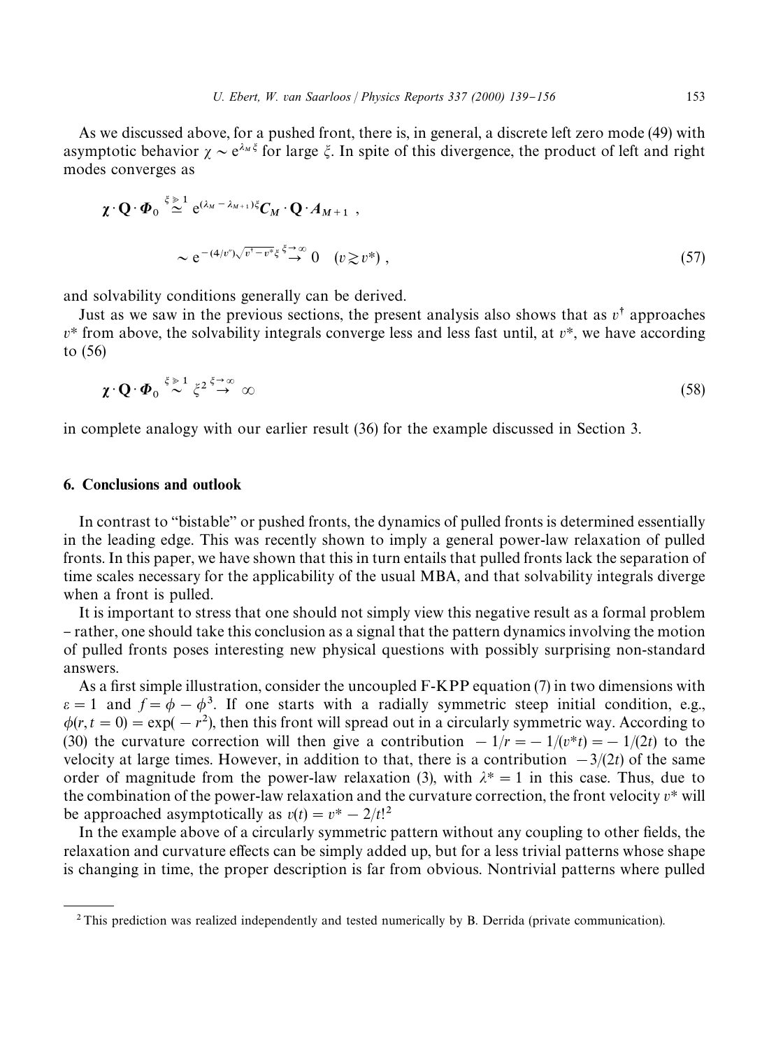As we discussed above, for a pushed front, there is, in general, a discrete left zero mode (49) with asymptotic behavior $\chi \sim e^{\lambda_M \xi}$ for large $\xi$. In spite of this divergence, the product of left and right modes converges as

$$
\begin{aligned}
\boldsymbol{\chi} \cdot \mathbf{Q} \cdot \boldsymbol{\Phi}_0 &\overset{\xi \gg 1}{\simeq} e^{(\lambda_M - \lambda_{M+1})\xi} \boldsymbol{C}_M \cdot \mathbf{Q} \cdot \boldsymbol{A}_{M+1} , \\
&\sim e^{-(4/v'')\sqrt{v^\dagger - v^*}\,\xi} \overset{\xi \to \infty}{\to} 0 \quad (v \gtrsim v^*) ,
\end{aligned}
\tag{57}
$$

and solvability conditions generally can be derived.

Just as we saw in the previous sections, the present analysis also shows that as $v^\dagger$ approaches $v^*$ from above, the solvability integrals converge less and less fast until, at $v^*$, we have according to (56)

$$
\boldsymbol{\chi} \cdot \mathbf{Q} \cdot \boldsymbol{\Phi}_0 \overset{\xi \gg 1}{\sim} \xi^2 \overset{\xi \to \infty}{\to} \infty \tag{58}
$$

in complete analogy with our earlier result (36) for the example discussed in Section 3.

## 6. Conclusions and outlook

In contrast to "bistable" or pushed fronts, the dynamics of pulled fronts is determined essentially in the leading edge. This was recently shown to imply a general power-law relaxation of pulled fronts. In this paper, we have shown that this in turn entails that pulled fronts lack the separation of time scales necessary for the applicability of the usual MBA, and that solvability integrals diverge when a front is pulled.

It is important to stress that one should not simply view this negative result as a formal problem – rather, one should take this conclusion as a signal that the pattern dynamics involving the motion of pulled fronts poses interesting new physical questions with possibly surprising non-standard answers.

As a first simple illustration, consider the uncoupled F-KPP equation (7) in two dimensions with $\varepsilon = 1$ and $f = \phi - \phi^3$. If one starts with a radially symmetric steep initial condition, e.g., $\phi(r, t = 0) = \exp(-r^2)$, then this front will spread out in a circularly symmetric way. According to (30) the curvature correction will then give a contribution $-1/r = -1/(v^* t) = -1/(2t)$ to the velocity at large times. However, in addition to that, there is a contribution $-3/(2t)$ of the same order of magnitude from the power-law relaxation (3), with $\lambda^* = 1$ in this case. Thus, due to the combination of the power-law relaxation and the curvature correction, the front velocity $v^*$ will be approached asymptotically as $v(t) = v^* - 2/t$! [2]

In the example above of a circularly symmetric pattern without any coupling to other fields, the relaxation and curvature effects can be simply added up, but for a less trivial patterns whose shape is changing in time, the proper description is far from obvious. Nontrivial patterns where pulled

---

[2] This prediction was realized independently and tested numerically by B. Derrida (private communication).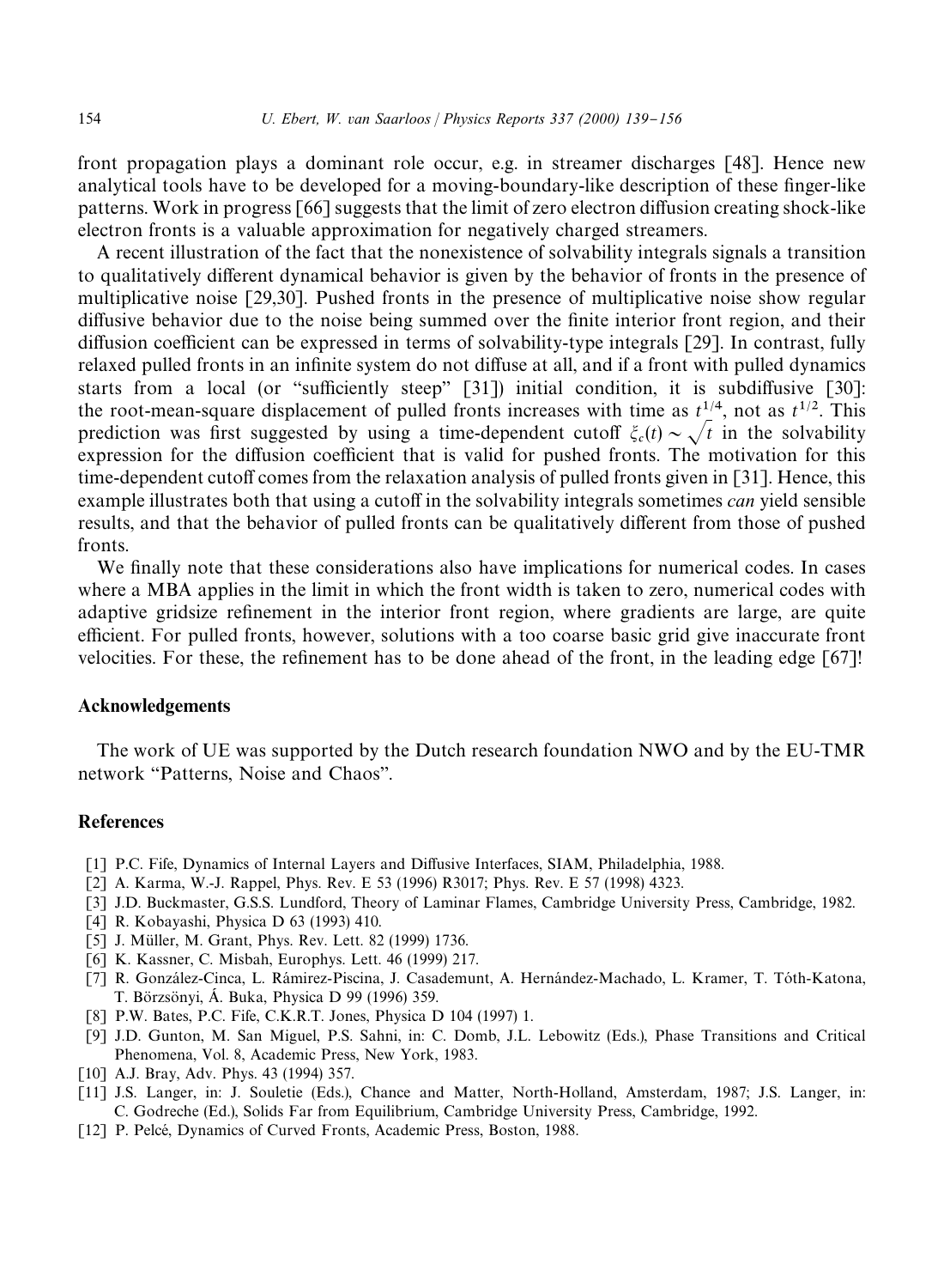front propagation plays a dominant role occur, e.g. in streamer discharges [48]. Hence new analytical tools have to be developed for a moving-boundary-like description of these finger-like patterns. Work in progress [66] suggests that the limit of zero electron diffusion creating shock-like electron fronts is a valuable approximation for negatively charged streamers.

A recent illustration of the fact that the nonexistence of solvability integrals signals a transition to qualitatively different dynamical behavior is given by the behavior of fronts in the presence of multiplicative noise [29,30]. Pushed fronts in the presence of multiplicative noise show regular diffusive behavior due to the noise being summed over the finite interior front region, and their diffusion coefficient can be expressed in terms of solvability-type integrals [29]. In contrast, fully relaxed pulled fronts in an infinite system do not diffuse at all, and if a front with pulled dynamics starts from a local (or "sufficiently steep" [31]) initial condition, it is subdiffusive [30]: the root-mean-square displacement of pulled fronts increases with time as $t^{1/4}$, not as $t^{1/2}$. This prediction was first suggested by using a time-dependent cutoff $\xi_c(t) \sim \sqrt{t}$ in the solvability expression for the diffusion coefficient that is valid for pushed fronts. The motivation for this time-dependent cutoff comes from the relaxation analysis of pulled fronts given in [31]. Hence, this example illustrates both that using a cutoff in the solvability integrals sometimes *can* yield sensible results, and that the behavior of pulled fronts can be qualitatively different from those of pushed fronts.

We finally note that these considerations also have implications for numerical codes. In cases where a MBA applies in the limit in which the front width is taken to zero, numerical codes with adaptive gridsize refinement in the interior front region, where gradients are large, are quite efficient. For pulled fronts, however, solutions with a too coarse basic grid give inaccurate front velocities. For these, the refinement has to be done ahead of the front, in the leading edge [67]!

## Acknowledgements

The work of UE was supported by the Dutch research foundation NWO and by the EU-TMR network "Patterns, Noise and Chaos".

## References

[1] P.C. Fife, Dynamics of Internal Layers and Diffusive Interfaces, SIAM, Philadelphia, 1988.

[2] A. Karma, W.-J. Rappel, Phys. Rev. E 53 (1996) R3017; Phys. Rev. E 57 (1998) 4323.

[3] J.D. Buckmaster, G.S.S. Lundford, Theory of Laminar Flames, Cambridge University Press, Cambridge, 1982.

[4] R. Kobayashi, Physica D 63 (1993) 410.

[5] J. Müller, M. Grant, Phys. Rev. Lett. 82 (1999) 1736.

[6] K. Kassner, C. Misbah, Europhys. Lett. 46 (1999) 217.

[7] R. González-Cinca, L. Rámirez-Piscina, J. Casademunt, A. Hernández-Machado, L. Kramer, T. Tóth-Katona, T. Börzsönyi, Á. Buka, Physica D 99 (1996) 359.

[8] P.W. Bates, P.C. Fife, C.K.R.T. Jones, Physica D 104 (1997) 1.

[9] J.D. Gunton, M. San Miguel, P.S. Sahni, in: C. Domb, J.L. Lebowitz (Eds.), Phase Transitions and Critical Phenomena, Vol. 8, Academic Press, New York, 1983.

[10] A.J. Bray, Adv. Phys. 43 (1994) 357.

[11] J.S. Langer, in: J. Souletie (Eds.), Chance and Matter, North-Holland, Amsterdam, 1987; J.S. Langer, in: C. Godreche (Ed.), Solids Far from Equilibrium, Cambridge University Press, Cambridge, 1992.

[12] P. Pelcé, Dynamics of Curved Fronts, Academic Press, Boston, 1988.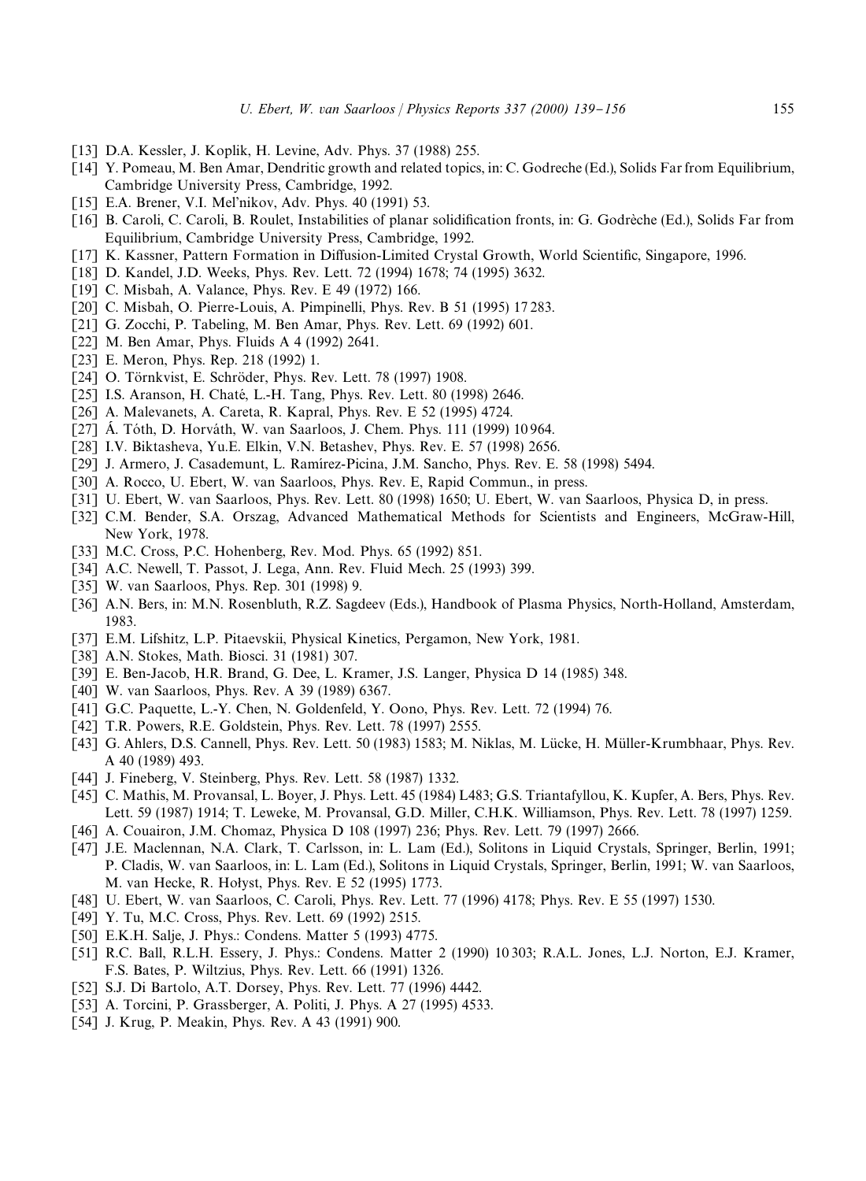[13] D.A. Kessler, J. Koplik, H. Levine, Adv. Phys. 37 (1988) 255.

[14] Y. Pomeau, M. Ben Amar, Dendritic growth and related topics, in: C. Godreche (Ed.), Solids Far from Equilibrium, Cambridge University Press, Cambridge, 1992.

[15] E.A. Brener, V.I. Mel'nikov, Adv. Phys. 40 (1991) 53.

[16] B. Caroli, C. Caroli, B. Roulet, Instabilities of planar solidification fronts, in: G. Godrèche (Ed.), Solids Far from Equilibrium, Cambridge University Press, Cambridge, 1992.

[17] K. Kassner, Pattern Formation in Diffusion-Limited Crystal Growth, World Scientific, Singapore, 1996.

[18] D. Kandel, J.D. Weeks, Phys. Rev. Lett. 72 (1994) 1678; 74 (1995) 3632.

[19] C. Misbah, A. Valance, Phys. Rev. E 49 (1972) 166.

[20] C. Misbah, O. Pierre-Louis, A. Pimpinelli, Phys. Rev. B 51 (1995) 17 283.

[21] G. Zocchi, P. Tabeling, M. Ben Amar, Phys. Rev. Lett. 69 (1992) 601.

[22] M. Ben Amar, Phys. Fluids A 4 (1992) 2641.

[23] E. Meron, Phys. Rep. 218 (1992) 1.

[24] O. Törnkvist, E. Schröder, Phys. Rev. Lett. 78 (1997) 1908.

[25] I.S. Aranson, H. Chaté, L.-H. Tang, Phys. Rev. Lett. 80 (1998) 2646.

[26] A. Malevanets, A. Careta, R. Kapral, Phys. Rev. E 52 (1995) 4724.

[27] Á. Tóth, D. Horváth, W. van Saarloos, J. Chem. Phys. 111 (1999) 10 964.

[28] I.V. Biktasheva, Yu.E. Elkin, V.N. Betashev, Phys. Rev. E. 57 (1998) 2656.

[29] J. Armero, J. Casademunt, L. Ramírez-Picina, J.M. Sancho, Phys. Rev. E. 58 (1998) 5494.

[30] A. Rocco, U. Ebert, W. van Saarloos, Phys. Rev. E, Rapid Commun., in press.

[31] U. Ebert, W. van Saarloos, Phys. Rev. Lett. 80 (1998) 1650; U. Ebert, W. van Saarloos, Physica D, in press.

[32] C.M. Bender, S.A. Orszag, Advanced Mathematical Methods for Scientists and Engineers, McGraw-Hill, New York, 1978.

[33] M.C. Cross, P.C. Hohenberg, Rev. Mod. Phys. 65 (1992) 851.

[34] A.C. Newell, T. Passot, J. Lega, Ann. Rev. Fluid Mech. 25 (1993) 399.

[35] W. van Saarloos, Phys. Rep. 301 (1998) 9.

[36] A.N. Bers, in: M.N. Rosenbluth, R.Z. Sagdeev (Eds.), Handbook of Plasma Physics, North-Holland, Amsterdam, 1983.

[37] E.M. Lifshitz, L.P. Pitaevskii, Physical Kinetics, Pergamon, New York, 1981.

[38] A.N. Stokes, Math. Biosci. 31 (1981) 307.

[39] E. Ben-Jacob, H.R. Brand, G. Dee, L. Kramer, J.S. Langer, Physica D 14 (1985) 348.

[40] W. van Saarloos, Phys. Rev. A 39 (1989) 6367.

[41] G.C. Paquette, L.-Y. Chen, N. Goldenfeld, Y. Oono, Phys. Rev. Lett. 72 (1994) 76.

[42] T.R. Powers, R.E. Goldstein, Phys. Rev. Lett. 78 (1997) 2555.

[43] G. Ahlers, D.S. Cannell, Phys. Rev. Lett. 50 (1983) 1583; M. Niklas, M. Lücke, H. Müller-Krumbhaar, Phys. Rev. A 40 (1989) 493.

[44] J. Fineberg, V. Steinberg, Phys. Rev. Lett. 58 (1987) 1332.

[45] C. Mathis, M. Provansal, L. Boyer, J. Phys. Lett. 45 (1984) L483; G.S. Triantafyllou, K. Kupfer, A. Bers, Phys. Rev. Lett. 59 (1987) 1914; T. Leweke, M. Provansal, G.D. Miller, C.H.K. Williamson, Phys. Rev. Lett. 78 (1997) 1259.

[46] A. Couairon, J.M. Chomaz, Physica D 108 (1997) 236; Phys. Rev. Lett. 79 (1997) 2666.

[47] J.E. Maclennan, N.A. Clark, T. Carlsson, in: L. Lam (Ed.), Solitons in Liquid Crystals, Springer, Berlin, 1991; P. Cladis, W. van Saarloos, in: L. Lam (Ed.), Solitons in Liquid Crystals, Springer, Berlin, 1991; W. van Saarloos, M. van Hecke, R. Hołyst, Phys. Rev. E 52 (1995) 1773.

[48] U. Ebert, W. van Saarloos, C. Caroli, Phys. Rev. Lett. 77 (1996) 4178; Phys. Rev. E 55 (1997) 1530.

[49] Y. Tu, M.C. Cross, Phys. Rev. Lett. 69 (1992) 2515.

[50] E.K.H. Salje, J. Phys.: Condens. Matter 5 (1993) 4775.

[51] R.C. Ball, R.L.H. Essery, J. Phys.: Condens. Matter 2 (1990) 10 303; R.A.L. Jones, L.J. Norton, E.J. Kramer, F.S. Bates, P. Wiltzius, Phys. Rev. Lett. 66 (1991) 1326.

[52] S.J. Di Bartolo, A.T. Dorsey, Phys. Rev. Lett. 77 (1996) 4442.

[53] A. Torcini, P. Grassberger, A. Politi, J. Phys. A 27 (1995) 4533.

[54] J. Krug, P. Meakin, Phys. Rev. A 43 (1991) 900.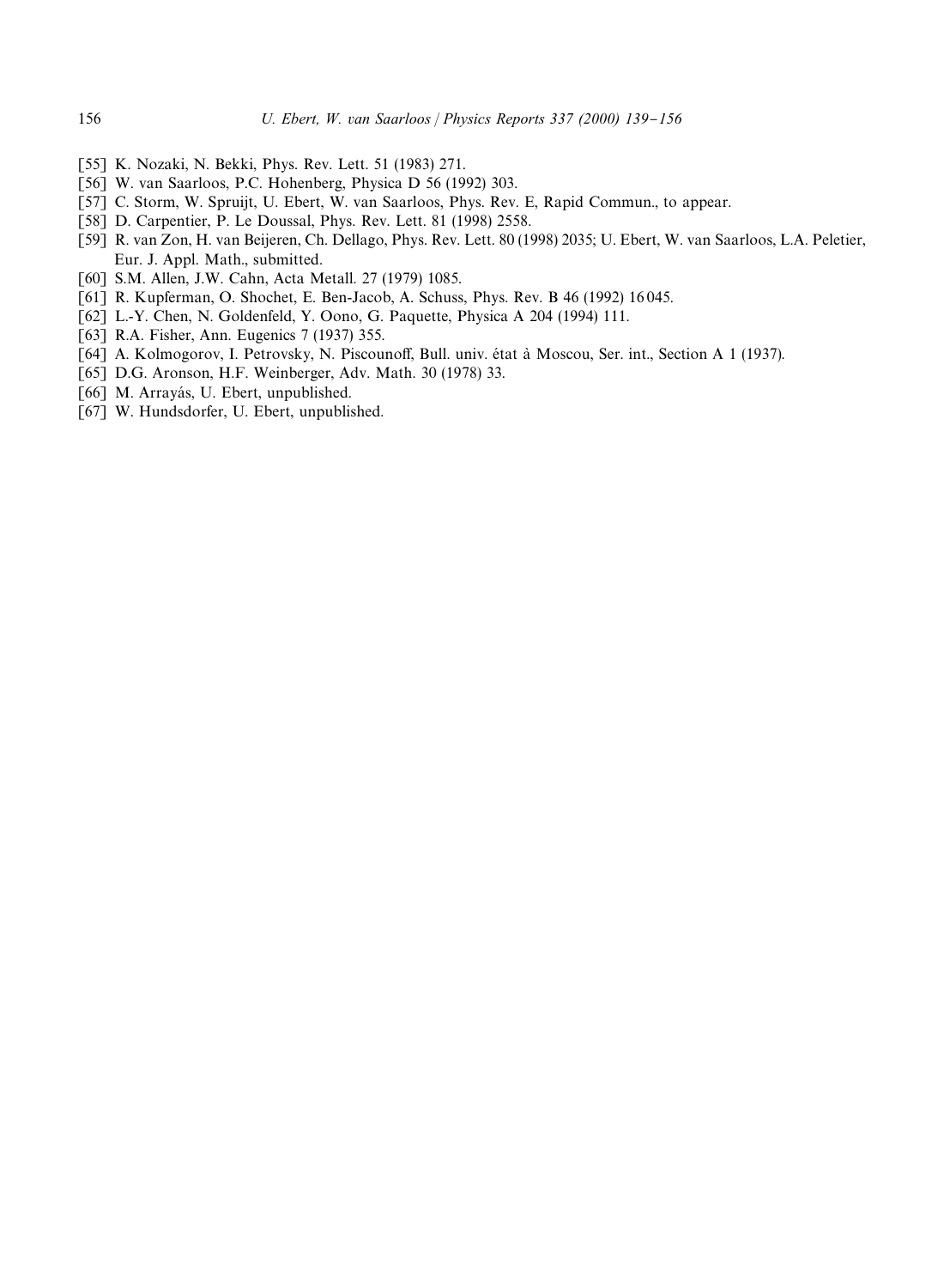[55] K. Nozaki, N. Bekki, Phys. Rev. Lett. 51 (1983) 271.

[56] W. van Saarloos, P.C. Hohenberg, Physica D 56 (1992) 303.

[57] C. Storm, W. Spruijt, U. Ebert, W. van Saarloos, Phys. Rev. E, Rapid Commun., to appear.

[58] D. Carpentier, P. Le Doussal, Phys. Rev. Lett. 81 (1998) 2558.

[59] R. van Zon, H. van Beijeren, Ch. Dellago, Phys. Rev. Lett. 80 (1998) 2035; U. Ebert, W. van Saarloos, L.A. Peletier, Eur. J. Appl. Math., submitted.

[60] S.M. Allen, J.W. Cahn, Acta Metall. 27 (1979) 1085.

[61] R. Kupferman, O. Shochet, E. Ben-Jacob, A. Schuss, Phys. Rev. B 46 (1992) 16 045.

[62] L.-Y. Chen, N. Goldenfeld, Y. Oono, G. Paquette, Physica A 204 (1994) 111.

[63] R.A. Fisher, Ann. Eugenics 7 (1937) 355.

[64] A. Kolmogorov, I. Petrovsky, N. Piscounoff, Bull. univ. état à Moscou, Ser. int., Section A 1 (1937).

[65] D.G. Aronson, H.F. Weinberger, Adv. Math. 30 (1978) 33.

[66] M. Arrayás, U. Ebert, unpublished.

[67] W. Hundsdorfer, U. Ebert, unpublished.